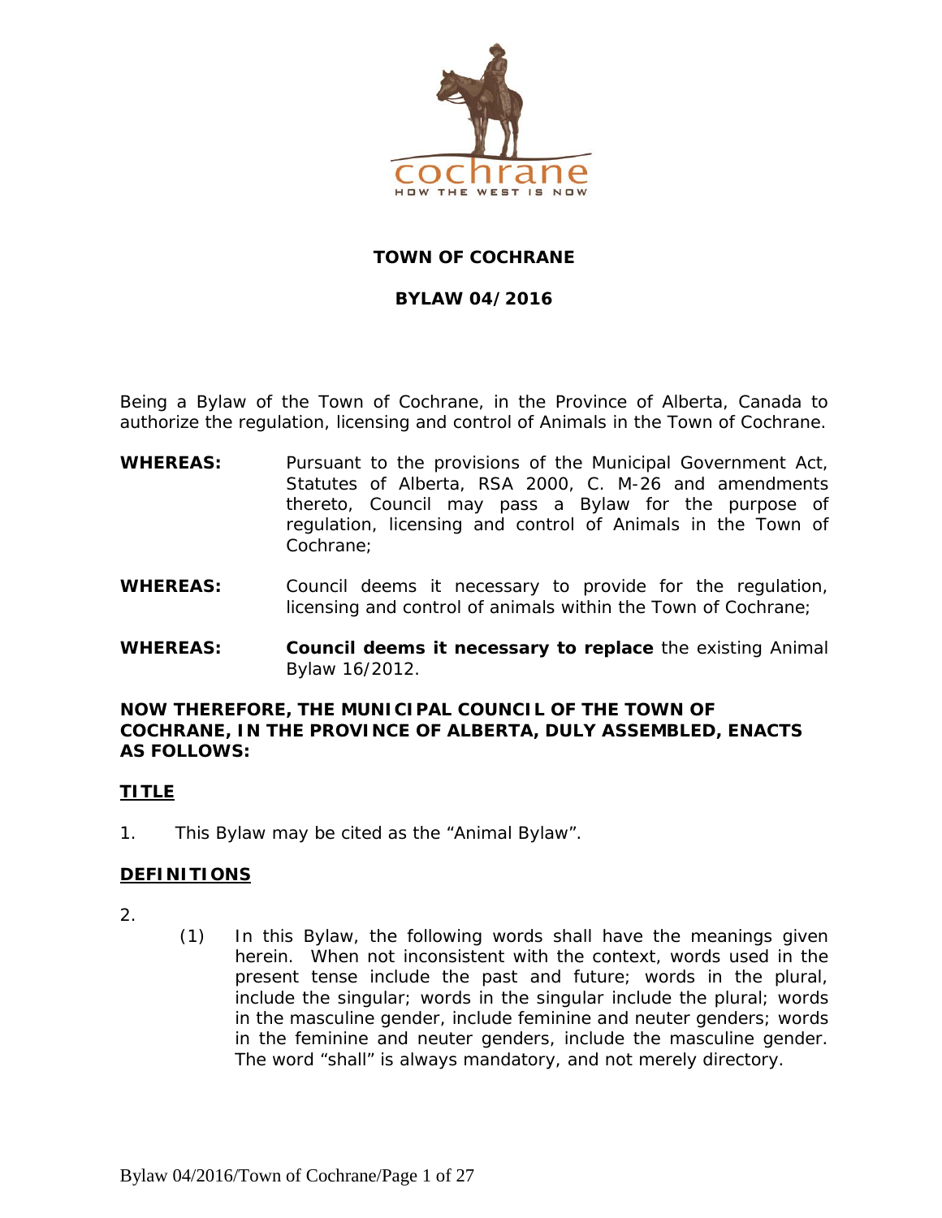# TOWN OF COCHRANE

## BYLAW 04/2016

Being a Bylaw of the Town of Cochrane, in the Province of Alberta, Canada to authorize the regulation, licensing and control of Animals in the Town of Cochrane.

**WHEREAS:** Pursuant to the provisions of the Municipal Government Act, Statutes of Alberta, RSA 2000, C. M-26 and amendments thereto, Council may pass a Bylaw for the purpose of regulation, licensing and control of Animals in the Town of Cochrane;

**WHEREAS:** Council deems it necessary to provide for the regulation, licensing and control of animals within the Town of Cochrane;

**WHEREAS:** **Council deems it necessary to replace** the existing Animal Bylaw 16/2012.

**NOW THEREFORE, THE MUNICIPAL COUNCIL OF THE TOWN OF COCHRANE, IN THE PROVINCE OF ALBERTA, DULY ASSEMBLED, ENACTS AS FOLLOWS:**

### TITLE

1. This Bylaw may be cited as the "Animal Bylaw".

### DEFINITIONS

2.

(1) In this Bylaw, the following words shall have the meanings given herein. When not inconsistent with the context, words used in the present tense include the past and future; words in the plural, include the singular; words in the singular include the plural; words in the masculine gender, include feminine and neuter genders; words in the feminine and neuter genders, include the masculine gender. The word "shall" is always mandatory, and not merely directory.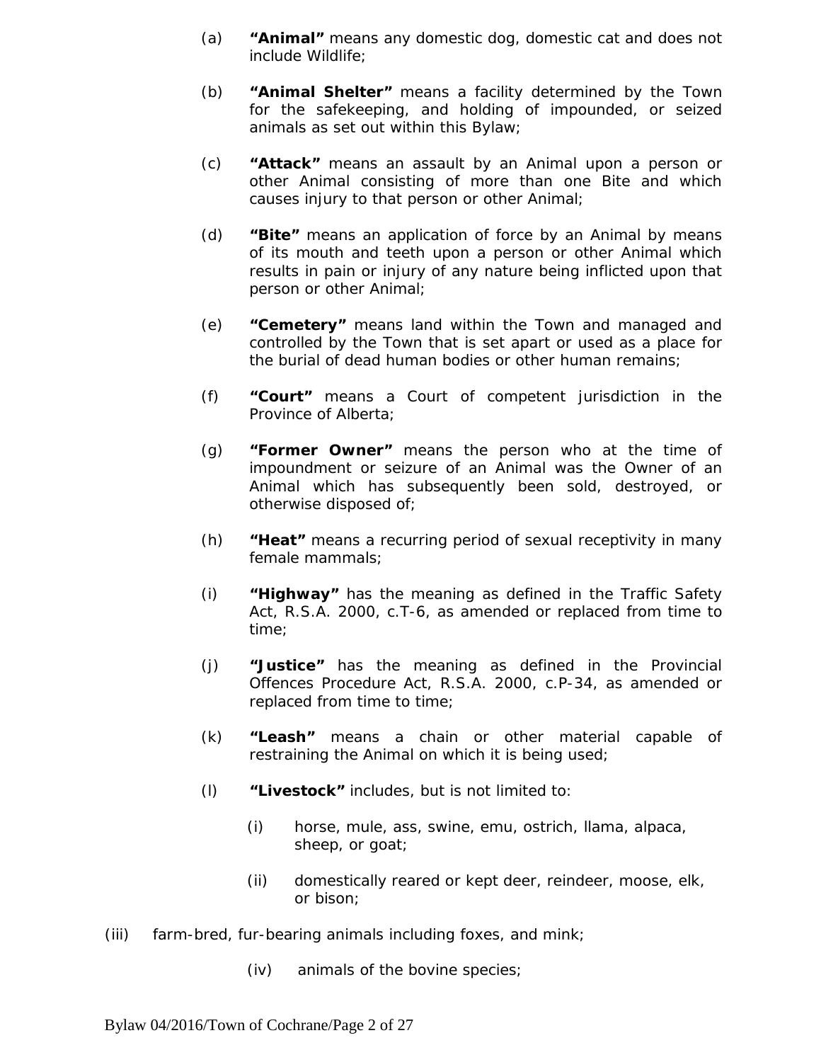(a) **"Animal"** means any domestic dog, domestic cat and does not include Wildlife;

(b) **"Animal Shelter"** means a facility determined by the Town for the safekeeping, and holding of impounded, or seized animals as set out within this Bylaw;

(c) **"Attack"** means an assault by an Animal upon a person or other Animal consisting of more than one Bite and which causes injury to that person or other Animal;

(d) **"Bite"** means an application of force by an Animal by means of its mouth and teeth upon a person or other Animal which results in pain or injury of any nature being inflicted upon that person or other Animal;

(e) **"Cemetery"** means land within the Town and managed and controlled by the Town that is set apart or used as a place for the burial of dead human bodies or other human remains;

(f) **"Court"** means a Court of competent jurisdiction in the Province of Alberta;

(g) **"Former Owner"** means the person who at the time of impoundment or seizure of an Animal was the Owner of an Animal which has subsequently been sold, destroyed, or otherwise disposed of;

(h) **"Heat"** means a recurring period of sexual receptivity in many female mammals;

(i) **"Highway"** has the meaning as defined in the Traffic Safety Act, R.S.A. 2000, c.T-6, as amended or replaced from time to time;

(j) **"Justice"** has the meaning as defined in the Provincial Offences Procedure Act, R.S.A. 2000, c.P-34, as amended or replaced from time to time;

(k) **"Leash"** means a chain or other material capable of restraining the Animal on which it is being used;

(l) **"Livestock"** includes, but is not limited to:

(i) horse, mule, ass, swine, emu, ostrich, llama, alpaca, sheep, or goat;

(ii) domestically reared or kept deer, reindeer, moose, elk, or bison;

(iii) farm-bred, fur-bearing animals including foxes, and mink;

(iv) animals of the bovine species;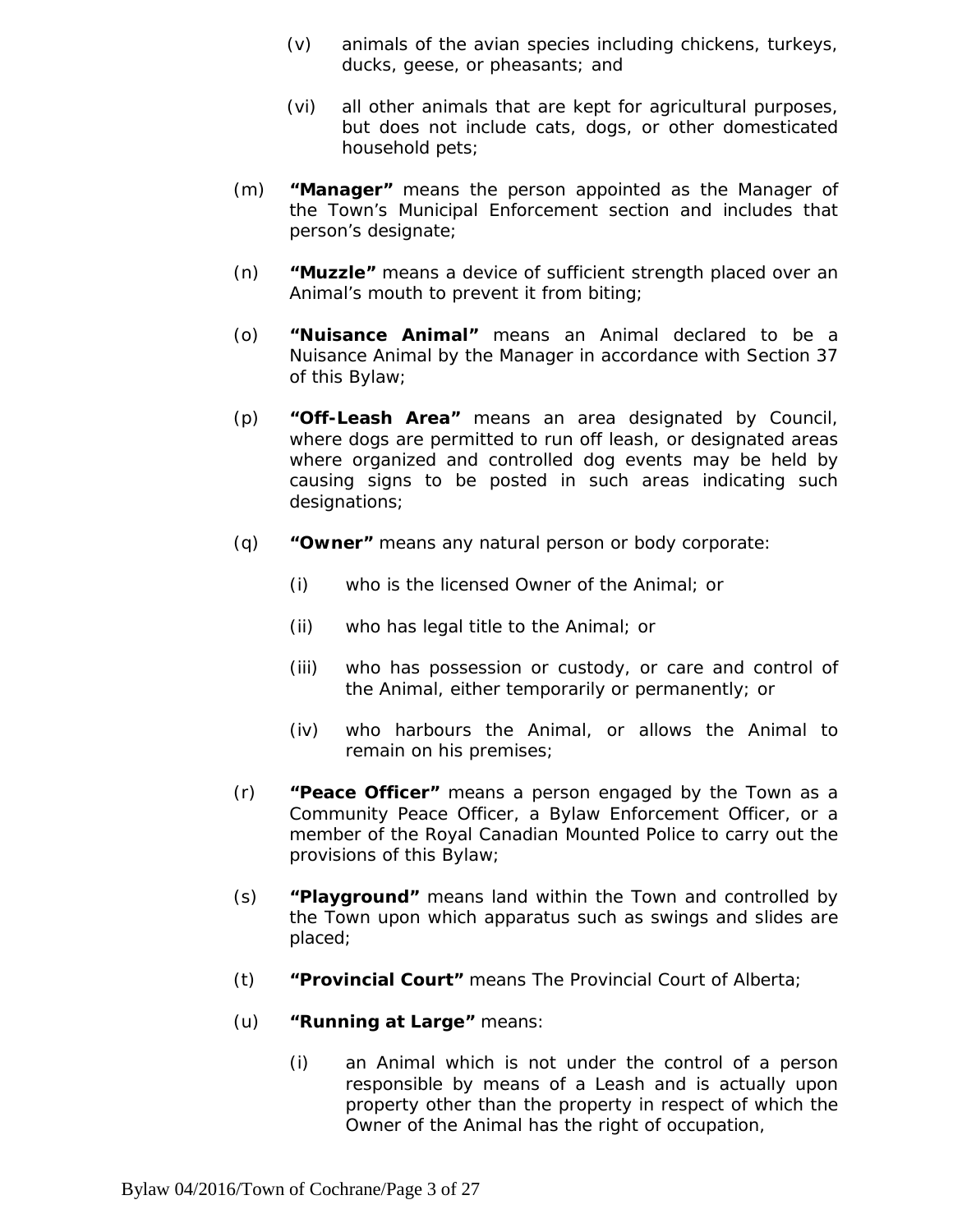(v) animals of the avian species including chickens, turkeys, ducks, geese, or pheasants; and

(vi) all other animals that are kept for agricultural purposes, but does not include cats, dogs, or other domesticated household pets;

(m) **"Manager"** means the person appointed as the Manager of the Town's Municipal Enforcement section and includes that person's designate;

(n) **"Muzzle"** means a device of sufficient strength placed over an Animal's mouth to prevent it from biting;

(o) **"Nuisance Animal"** means an Animal declared to be a Nuisance Animal by the Manager in accordance with Section 37 of this Bylaw;

(p) **"Off-Leash Area"** means an area designated by Council, where dogs are permitted to run off leash, or designated areas where organized and controlled dog events may be held by causing signs to be posted in such areas indicating such designations;

(q) **"Owner"** means any natural person or body corporate:

(i) who is the licensed Owner of the Animal; or

(ii) who has legal title to the Animal; or

(iii) who has possession or custody, or care and control of the Animal, either temporarily or permanently; or

(iv) who harbours the Animal, or allows the Animal to remain on his premises;

(r) **"Peace Officer"** means a person engaged by the Town as a Community Peace Officer, a Bylaw Enforcement Officer, or a member of the Royal Canadian Mounted Police to carry out the provisions of this Bylaw;

(s) **"Playground"** means land within the Town and controlled by the Town upon which apparatus such as swings and slides are placed;

(t) **"Provincial Court"** means The Provincial Court of Alberta;

(u) **"Running at Large"** means:

(i) an Animal which is not under the control of a person responsible by means of a Leash and is actually upon property other than the property in respect of which the Owner of the Animal has the right of occupation,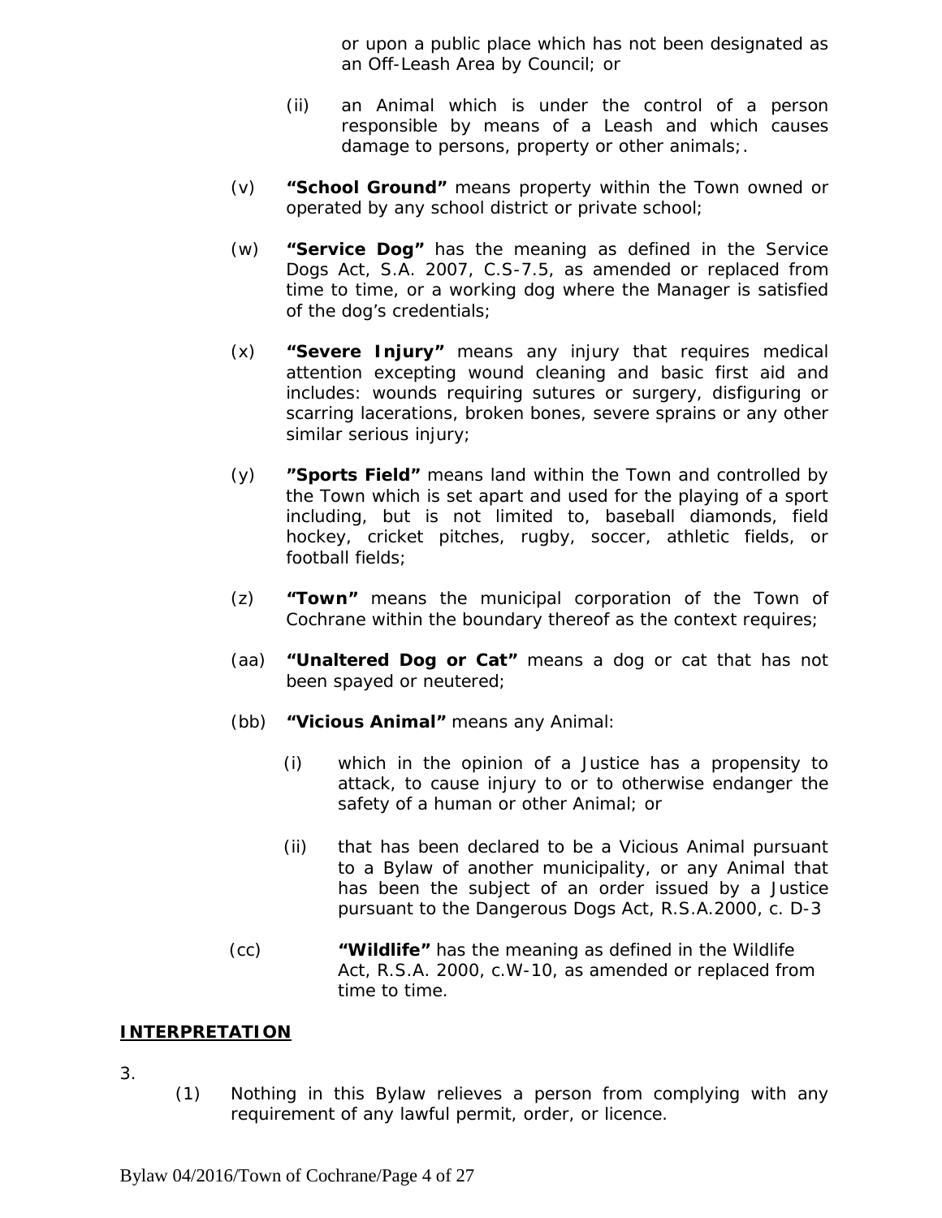or upon a public place which has not been designated as an Off-Leash Area by Council; or

(ii) an Animal which is under the control of a person responsible by means of a Leash and which causes damage to persons, property or other animals;.

(v) **"School Ground"** means property within the Town owned or operated by any school district or private school;

(w) **"Service Dog"** has the meaning as defined in the Service Dogs Act, S.A. 2007, C.S-7.5, as amended or replaced from time to time, or a working dog where the Manager is satisfied of the dog's credentials;

(x) **"Severe Injury"** means any injury that requires medical attention excepting wound cleaning and basic first aid and includes: wounds requiring sutures or surgery, disfiguring or scarring lacerations, broken bones, severe sprains or any other similar serious injury;

(y) **"Sports Field"** means land within the Town and controlled by the Town which is set apart and used for the playing of a sport including, but is not limited to, baseball diamonds, field hockey, cricket pitches, rugby, soccer, athletic fields, or football fields;

(z) **"Town"** means the municipal corporation of the Town of Cochrane within the boundary thereof as the context requires;

(aa) **"Unaltered Dog or Cat"** means a dog or cat that has not been spayed or neutered;

(bb) **"Vicious Animal"** means any Animal:

(i) which in the opinion of a Justice has a propensity to attack, to cause injury to or to otherwise endanger the safety of a human or other Animal; or

(ii) that has been declared to be a Vicious Animal pursuant to a Bylaw of another municipality, or any Animal that has been the subject of an order issued by a Justice pursuant to the Dangerous Dogs Act, R.S.A.2000, c. D-3

(cc) **"Wildlife"** has the meaning as defined in the Wildlife Act, R.S.A. 2000, c.W-10, as amended or replaced from time to time.

## INTERPRETATION

3.

(1) Nothing in this Bylaw relieves a person from complying with any requirement of any lawful permit, order, or licence.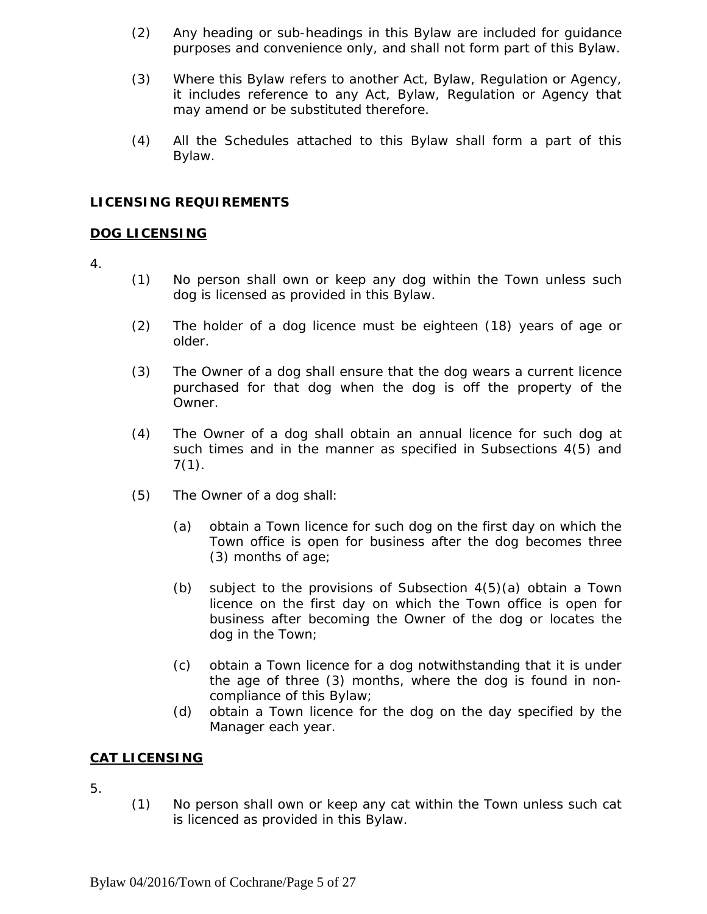(2) Any heading or sub-headings in this Bylaw are included for guidance purposes and convenience only, and shall not form part of this Bylaw.

(3) Where this Bylaw refers to another Act, Bylaw, Regulation or Agency, it includes reference to any Act, Bylaw, Regulation or Agency that may amend or be substituted therefore.

(4) All the Schedules attached to this Bylaw shall form a part of this Bylaw.

**LICENSING REQUIREMENTS**

**DOG LICENSING**

4.

(1) No person shall own or keep any dog within the Town unless such dog is licensed as provided in this Bylaw.

(2) The holder of a dog licence must be eighteen (18) years of age or older.

(3) The Owner of a dog shall ensure that the dog wears a current licence purchased for that dog when the dog is off the property of the Owner.

(4) The Owner of a dog shall obtain an annual licence for such dog at such times and in the manner as specified in Subsections 4(5) and 7(1).

(5) The Owner of a dog shall:

(a) obtain a Town licence for such dog on the first day on which the Town office is open for business after the dog becomes three (3) months of age;

(b) subject to the provisions of Subsection 4(5)(a) obtain a Town licence on the first day on which the Town office is open for business after becoming the Owner of the dog or locates the dog in the Town;

(c) obtain a Town licence for a dog notwithstanding that it is under the age of three (3) months, where the dog is found in non-compliance of this Bylaw;

(d) obtain a Town licence for the dog on the day specified by the Manager each year.

**CAT LICENSING**

5.

(1) No person shall own or keep any cat within the Town unless such cat is licenced as provided in this Bylaw.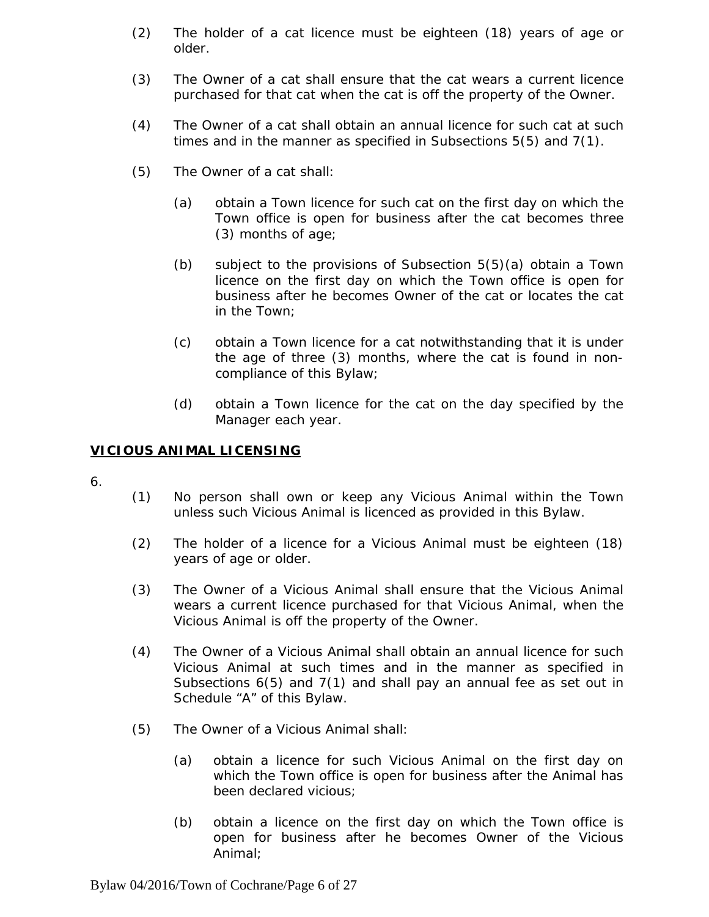(2) The holder of a cat licence must be eighteen (18) years of age or older.

(3) The Owner of a cat shall ensure that the cat wears a current licence purchased for that cat when the cat is off the property of the Owner.

(4) The Owner of a cat shall obtain an annual licence for such cat at such times and in the manner as specified in Subsections 5(5) and 7(1).

(5) The Owner of a cat shall:

(a) obtain a Town licence for such cat on the first day on which the Town office is open for business after the cat becomes three (3) months of age;

(b) subject to the provisions of Subsection 5(5)(a) obtain a Town licence on the first day on which the Town office is open for business after he becomes Owner of the cat or locates the cat in the Town;

(c) obtain a Town licence for a cat notwithstanding that it is under the age of three (3) months, where the cat is found in non-compliance of this Bylaw;

(d) obtain a Town licence for the cat on the day specified by the Manager each year.

**VICIOUS ANIMAL LICENSING**

6.

(1) No person shall own or keep any Vicious Animal within the Town unless such Vicious Animal is licenced as provided in this Bylaw.

(2) The holder of a licence for a Vicious Animal must be eighteen (18) years of age or older.

(3) The Owner of a Vicious Animal shall ensure that the Vicious Animal wears a current licence purchased for that Vicious Animal, when the Vicious Animal is off the property of the Owner.

(4) The Owner of a Vicious Animal shall obtain an annual licence for such Vicious Animal at such times and in the manner as specified in Subsections 6(5) and 7(1) and shall pay an annual fee as set out in Schedule "A" of this Bylaw.

(5) The Owner of a Vicious Animal shall:

(a) obtain a licence for such Vicious Animal on the first day on which the Town office is open for business after the Animal has been declared vicious;

(b) obtain a licence on the first day on which the Town office is open for business after he becomes Owner of the Vicious Animal;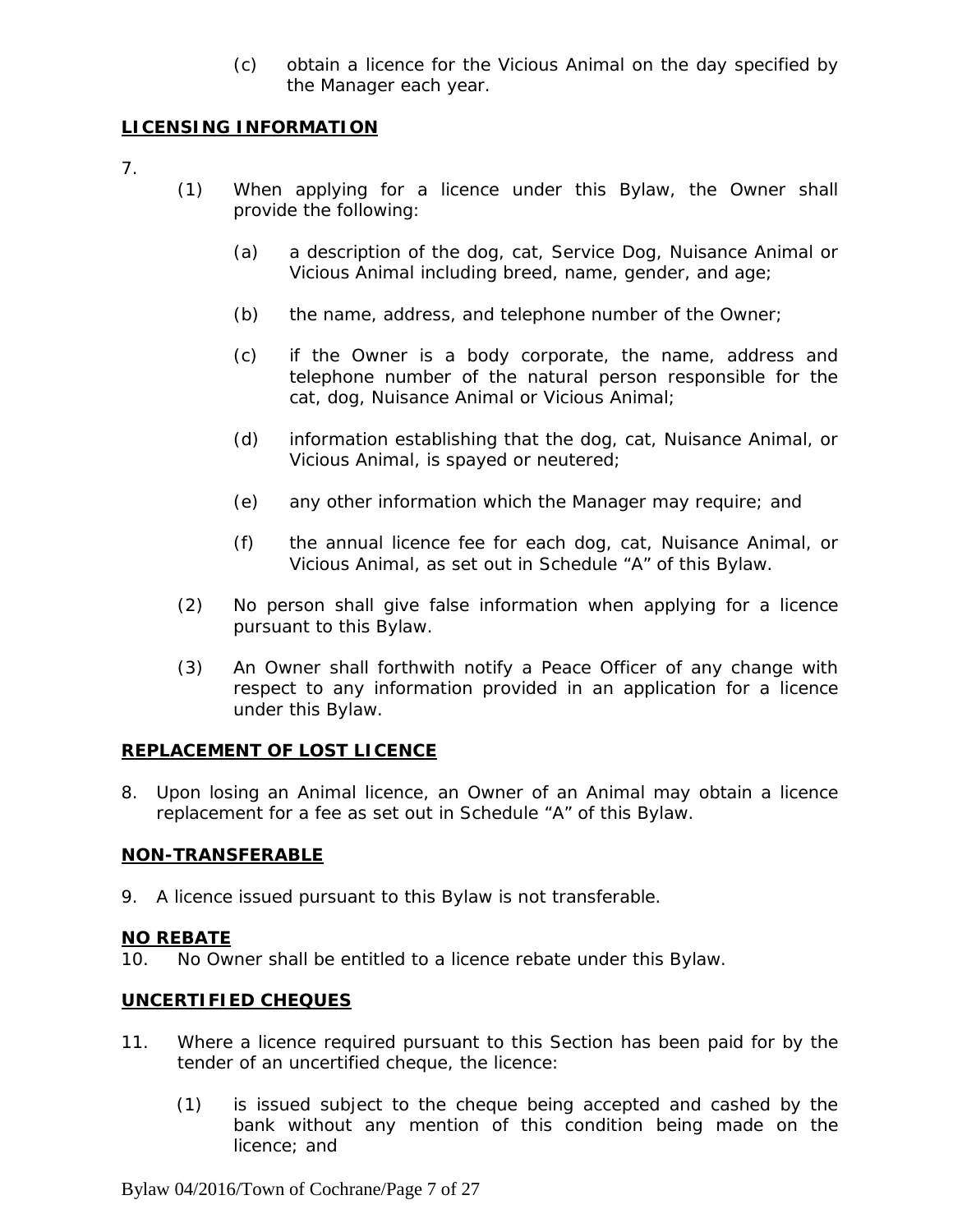(c) obtain a licence for the Vicious Animal on the day specified by the Manager each year.

**LICENSING INFORMATION**

7.

(1) When applying for a licence under this Bylaw, the Owner shall provide the following:

(a) a description of the dog, cat, Service Dog, Nuisance Animal or Vicious Animal including breed, name, gender, and age;

(b) the name, address, and telephone number of the Owner;

(c) if the Owner is a body corporate, the name, address and telephone number of the natural person responsible for the cat, dog, Nuisance Animal or Vicious Animal;

(d) information establishing that the dog, cat, Nuisance Animal, or Vicious Animal, is spayed or neutered;

(e) any other information which the Manager may require; and

(f) the annual licence fee for each dog, cat, Nuisance Animal, or Vicious Animal, as set out in Schedule "A" of this Bylaw.

(2) No person shall give false information when applying for a licence pursuant to this Bylaw.

(3) An Owner shall forthwith notify a Peace Officer of any change with respect to any information provided in an application for a licence under this Bylaw.

**REPLACEMENT OF LOST LICENCE**

8. Upon losing an Animal licence, an Owner of an Animal may obtain a licence replacement for a fee as set out in Schedule "A" of this Bylaw.

**NON-TRANSFERABLE**

9. A licence issued pursuant to this Bylaw is not transferable.

**NO REBATE**

10. No Owner shall be entitled to a licence rebate under this Bylaw.

**UNCERTIFIED CHEQUES**

11. Where a licence required pursuant to this Section has been paid for by the tender of an uncertified cheque, the licence:

(1) is issued subject to the cheque being accepted and cashed by the bank without any mention of this condition being made on the licence; and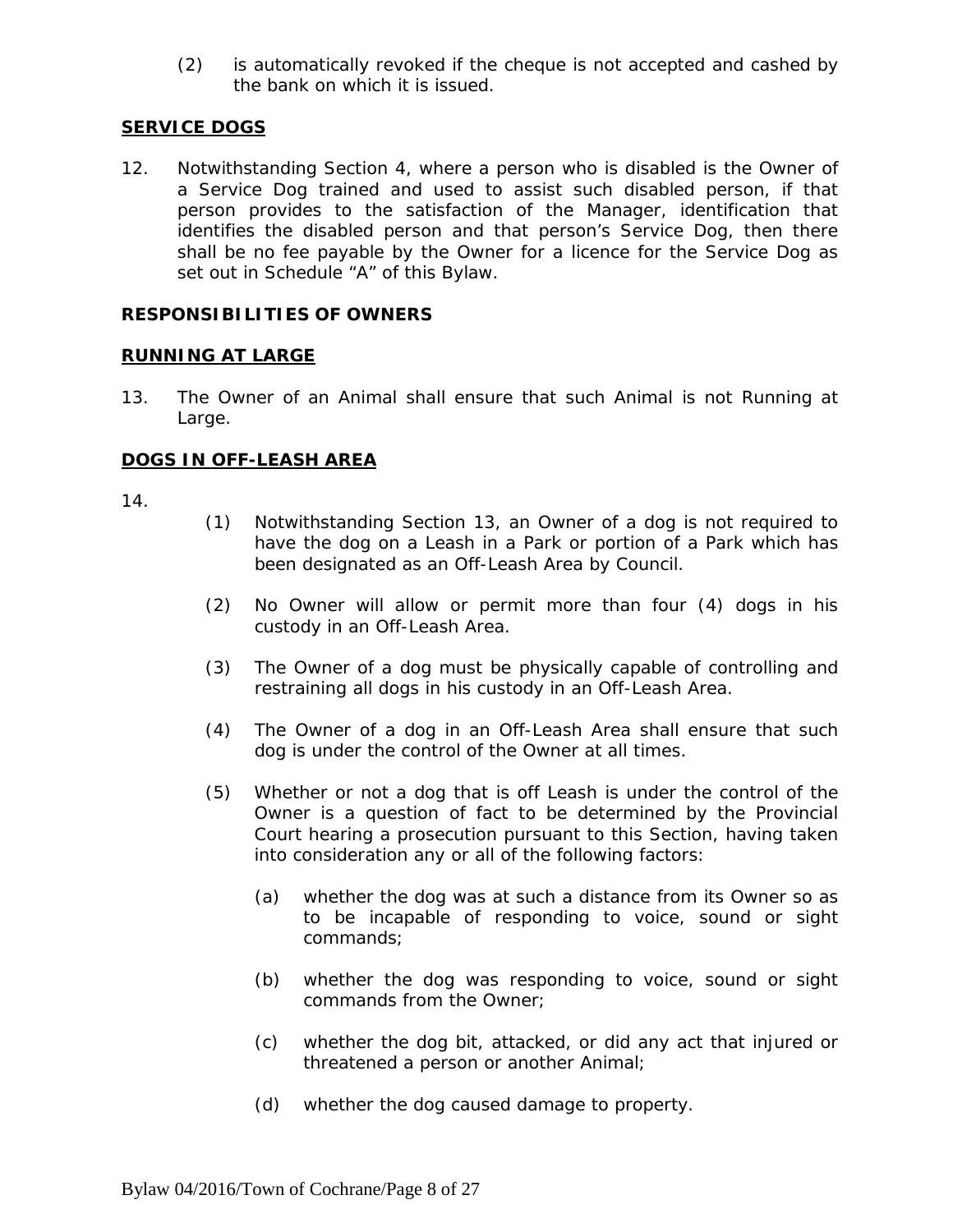(2) is automatically revoked if the cheque is not accepted and cashed by the bank on which it is issued.

**SERVICE DOGS**

12. Notwithstanding Section 4, where a person who is disabled is the Owner of a Service Dog trained and used to assist such disabled person, if that person provides to the satisfaction of the Manager, identification that identifies the disabled person and that person's Service Dog, then there shall be no fee payable by the Owner for a licence for the Service Dog as set out in Schedule "A" of this Bylaw.

**RESPONSIBILITIES OF OWNERS**

**RUNNING AT LARGE**

13. The Owner of an Animal shall ensure that such Animal is not Running at Large.

**DOGS IN OFF-LEASH AREA**

14.

(1) Notwithstanding Section 13, an Owner of a dog is not required to have the dog on a Leash in a Park or portion of a Park which has been designated as an Off-Leash Area by Council.

(2) No Owner will allow or permit more than four (4) dogs in his custody in an Off-Leash Area.

(3) The Owner of a dog must be physically capable of controlling and restraining all dogs in his custody in an Off-Leash Area.

(4) The Owner of a dog in an Off-Leash Area shall ensure that such dog is under the control of the Owner at all times.

(5) Whether or not a dog that is off Leash is under the control of the Owner is a question of fact to be determined by the Provincial Court hearing a prosecution pursuant to this Section, having taken into consideration any or all of the following factors:

(a) whether the dog was at such a distance from its Owner so as to be incapable of responding to voice, sound or sight commands;

(b) whether the dog was responding to voice, sound or sight commands from the Owner;

(c) whether the dog bit, attacked, or did any act that injured or threatened a person or another Animal;

(d) whether the dog caused damage to property.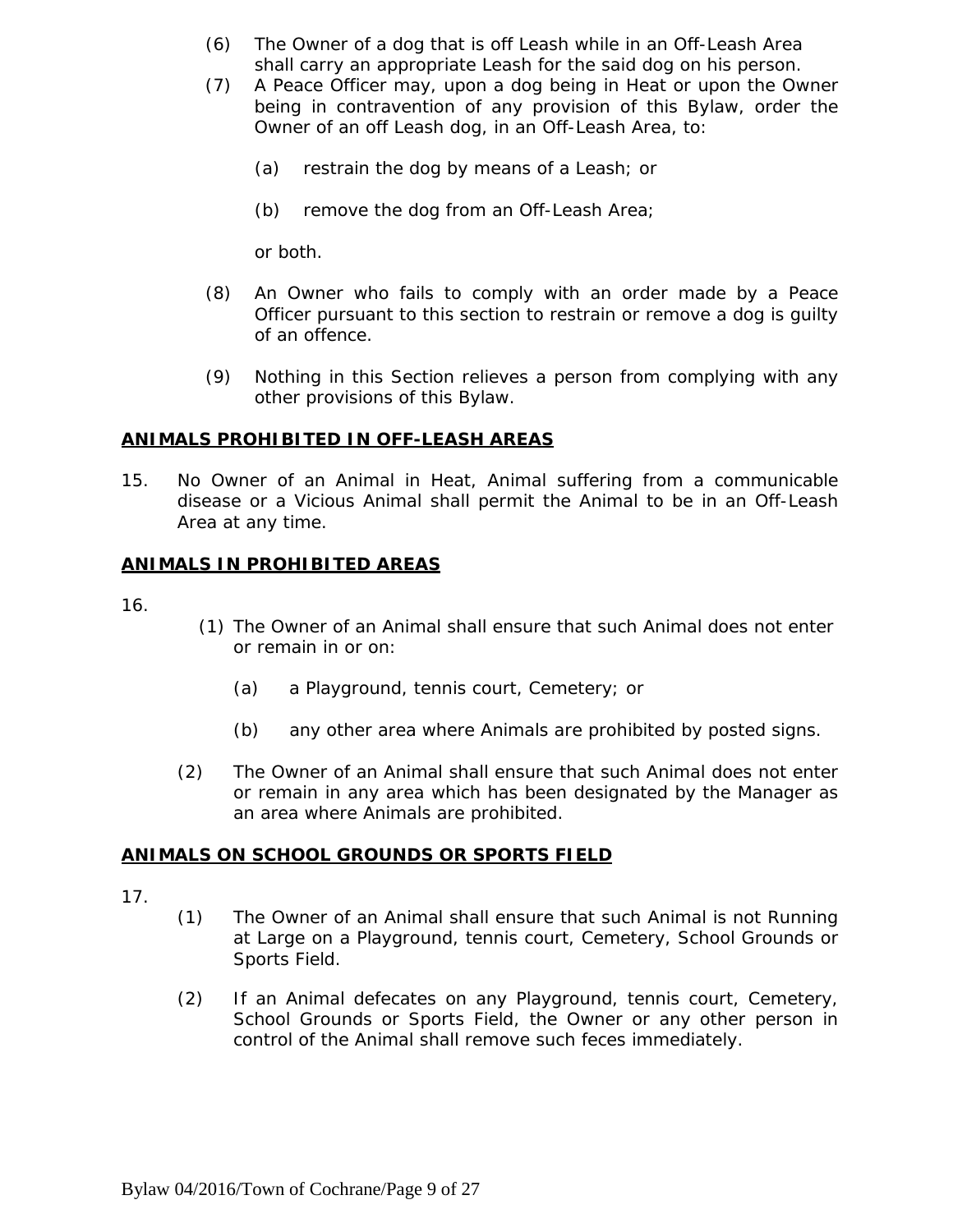(6) The Owner of a dog that is off Leash while in an Off-Leash Area shall carry an appropriate Leash for the said dog on his person.

(7) A Peace Officer may, upon a dog being in Heat or upon the Owner being in contravention of any provision of this Bylaw, order the Owner of an off Leash dog, in an Off-Leash Area, to:

(a) restrain the dog by means of a Leash; or

(b) remove the dog from an Off-Leash Area;

or both.

(8) An Owner who fails to comply with an order made by a Peace Officer pursuant to this section to restrain or remove a dog is guilty of an offence.

(9) Nothing in this Section relieves a person from complying with any other provisions of this Bylaw.

**ANIMALS PROHIBITED IN OFF-LEASH AREAS**

15. No Owner of an Animal in Heat, Animal suffering from a communicable disease or a Vicious Animal shall permit the Animal to be in an Off-Leash Area at any time.

**ANIMALS IN PROHIBITED AREAS**

16.

(1) The Owner of an Animal shall ensure that such Animal does not enter or remain in or on:

(a) a Playground, tennis court, Cemetery; or

(b) any other area where Animals are prohibited by posted signs.

(2) The Owner of an Animal shall ensure that such Animal does not enter or remain in any area which has been designated by the Manager as an area where Animals are prohibited.

**ANIMALS ON SCHOOL GROUNDS OR SPORTS FIELD**

17.

(1) The Owner of an Animal shall ensure that such Animal is not Running at Large on a Playground, tennis court, Cemetery, School Grounds or Sports Field.

(2) If an Animal defecates on any Playground, tennis court, Cemetery, School Grounds or Sports Field, the Owner or any other person in control of the Animal shall remove such feces immediately.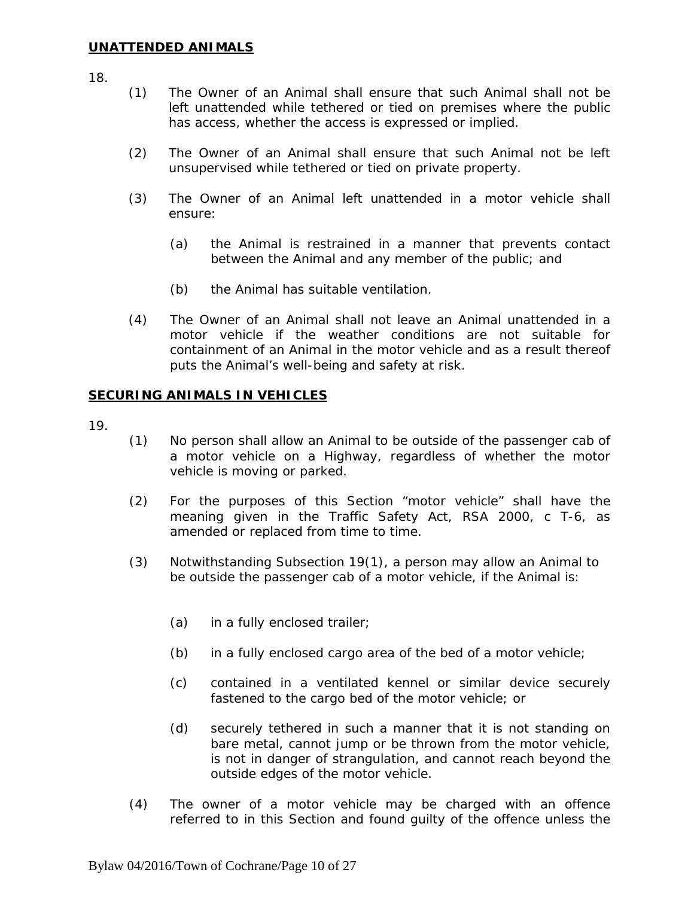## UNATTENDED ANIMALS

18.

(1) The Owner of an Animal shall ensure that such Animal shall not be left unattended while tethered or tied on premises where the public has access, whether the access is expressed or implied.

(2) The Owner of an Animal shall ensure that such Animal not be left unsupervised while tethered or tied on private property.

(3) The Owner of an Animal left unattended in a motor vehicle shall ensure:

(a) the Animal is restrained in a manner that prevents contact between the Animal and any member of the public; and

(b) the Animal has suitable ventilation.

(4) The Owner of an Animal shall not leave an Animal unattended in a motor vehicle if the weather conditions are not suitable for containment of an Animal in the motor vehicle and as a result thereof puts the Animal's well-being and safety at risk.

## SECURING ANIMALS IN VEHICLES

19.

(1) No person shall allow an Animal to be outside of the passenger cab of a motor vehicle on a Highway, regardless of whether the motor vehicle is moving or parked.

(2) For the purposes of this Section "motor vehicle" shall have the meaning given in the Traffic Safety Act, RSA 2000, c T-6, as amended or replaced from time to time.

(3) Notwithstanding Subsection 19(1), a person may allow an Animal to be outside the passenger cab of a motor vehicle, if the Animal is:

(a) in a fully enclosed trailer;

(b) in a fully enclosed cargo area of the bed of a motor vehicle;

(c) contained in a ventilated kennel or similar device securely fastened to the cargo bed of the motor vehicle; or

(d) securely tethered in such a manner that it is not standing on bare metal, cannot jump or be thrown from the motor vehicle, is not in danger of strangulation, and cannot reach beyond the outside edges of the motor vehicle.

(4) The owner of a motor vehicle may be charged with an offence referred to in this Section and found guilty of the offence unless the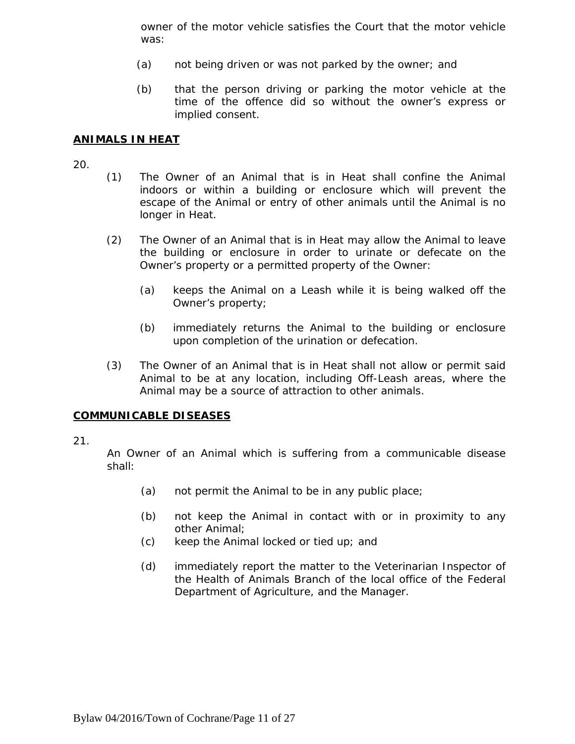owner of the motor vehicle satisfies the Court that the motor vehicle was:

(a) not being driven or was not parked by the owner; and

(b) that the person driving or parking the motor vehicle at the time of the offence did so without the owner's express or implied consent.

## ANIMALS IN HEAT

20.

(1) The Owner of an Animal that is in Heat shall confine the Animal indoors or within a building or enclosure which will prevent the escape of the Animal or entry of other animals until the Animal is no longer in Heat.

(2) The Owner of an Animal that is in Heat may allow the Animal to leave the building or enclosure in order to urinate or defecate on the Owner's property or a permitted property of the Owner:

(a) keeps the Animal on a Leash while it is being walked off the Owner's property;

(b) immediately returns the Animal to the building or enclosure upon completion of the urination or defecation.

(3) The Owner of an Animal that is in Heat shall not allow or permit said Animal to be at any location, including Off-Leash areas, where the Animal may be a source of attraction to other animals.

## COMMUNICABLE DISEASES

21.

An Owner of an Animal which is suffering from a communicable disease shall:

(a) not permit the Animal to be in any public place;

(b) not keep the Animal in contact with or in proximity to any other Animal;

(c) keep the Animal locked or tied up; and

(d) immediately report the matter to the Veterinarian Inspector of the Health of Animals Branch of the local office of the Federal Department of Agriculture, and the Manager.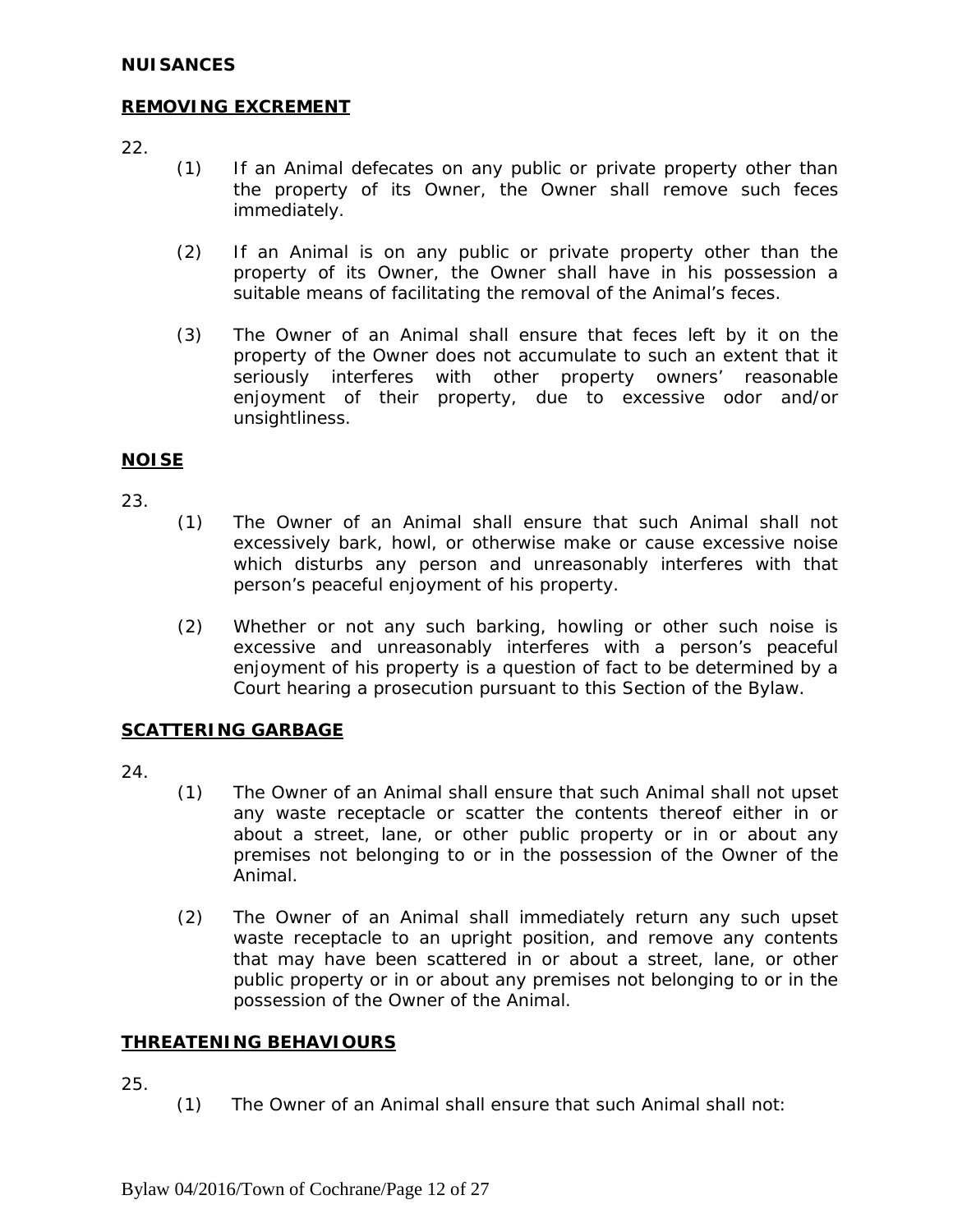**NUISANCES**

**REMOVING EXCREMENT**

22.

(1) If an Animal defecates on any public or private property other than the property of its Owner, the Owner shall remove such feces immediately.

(2) If an Animal is on any public or private property other than the property of its Owner, the Owner shall have in his possession a suitable means of facilitating the removal of the Animal's feces.

(3) The Owner of an Animal shall ensure that feces left by it on the property of the Owner does not accumulate to such an extent that it seriously interferes with other property owners' reasonable enjoyment of their property, due to excessive odor and/or unsightliness.

**NOISE**

23.

(1) The Owner of an Animal shall ensure that such Animal shall not excessively bark, howl, or otherwise make or cause excessive noise which disturbs any person and unreasonably interferes with that person's peaceful enjoyment of his property.

(2) Whether or not any such barking, howling or other such noise is excessive and unreasonably interferes with a person's peaceful enjoyment of his property is a question of fact to be determined by a Court hearing a prosecution pursuant to this Section of the Bylaw.

**SCATTERING GARBAGE**

24.

(1) The Owner of an Animal shall ensure that such Animal shall not upset any waste receptacle or scatter the contents thereof either in or about a street, lane, or other public property or in or about any premises not belonging to or in the possession of the Owner of the Animal.

(2) The Owner of an Animal shall immediately return any such upset waste receptacle to an upright position, and remove any contents that may have been scattered in or about a street, lane, or other public property or in or about any premises not belonging to or in the possession of the Owner of the Animal.

**THREATENING BEHAVIOURS**

25.

(1) The Owner of an Animal shall ensure that such Animal shall not: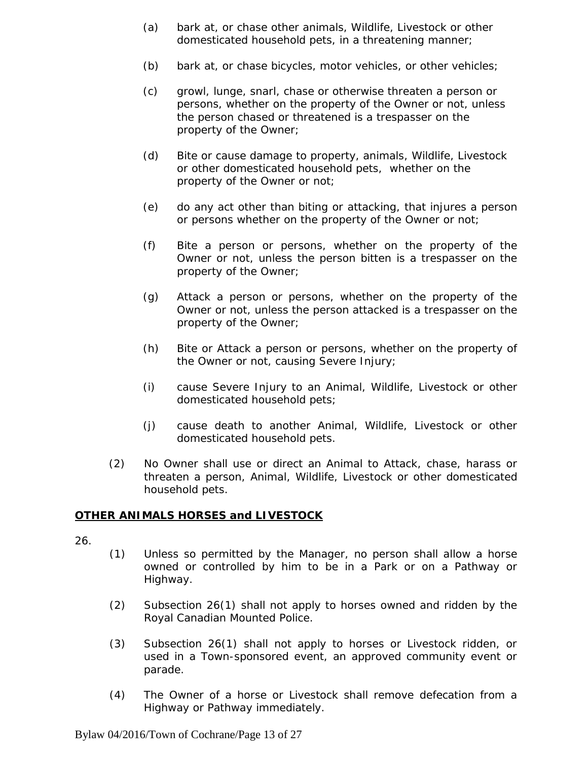(a) bark at, or chase other animals, Wildlife, Livestock or other domesticated household pets, in a threatening manner;

(b) bark at, or chase bicycles, motor vehicles, or other vehicles;

(c) growl, lunge, snarl, chase or otherwise threaten a person or persons, whether on the property of the Owner or not, unless the person chased or threatened is a trespasser on the property of the Owner;

(d) Bite or cause damage to property, animals, Wildlife, Livestock or other domesticated household pets, whether on the property of the Owner or not;

(e) do any act other than biting or attacking, that injures a person or persons whether on the property of the Owner or not;

(f) Bite a person or persons, whether on the property of the Owner or not, unless the person bitten is a trespasser on the property of the Owner;

(g) Attack a person or persons, whether on the property of the Owner or not, unless the person attacked is a trespasser on the property of the Owner;

(h) Bite or Attack a person or persons, whether on the property of the Owner or not, causing Severe Injury;

(i) cause Severe Injury to an Animal, Wildlife, Livestock or other domesticated household pets;

(j) cause death to another Animal, Wildlife, Livestock or other domesticated household pets.

(2) No Owner shall use or direct an Animal to Attack, chase, harass or threaten a person, Animal, Wildlife, Livestock or other domesticated household pets.

**OTHER ANIMALS HORSES and LIVESTOCK**

26.

(1) Unless so permitted by the Manager, no person shall allow a horse owned or controlled by him to be in a Park or on a Pathway or Highway.

(2) Subsection 26(1) shall not apply to horses owned and ridden by the Royal Canadian Mounted Police.

(3) Subsection 26(1) shall not apply to horses or Livestock ridden, or used in a Town-sponsored event, an approved community event or parade.

(4) The Owner of a horse or Livestock shall remove defecation from a Highway or Pathway immediately.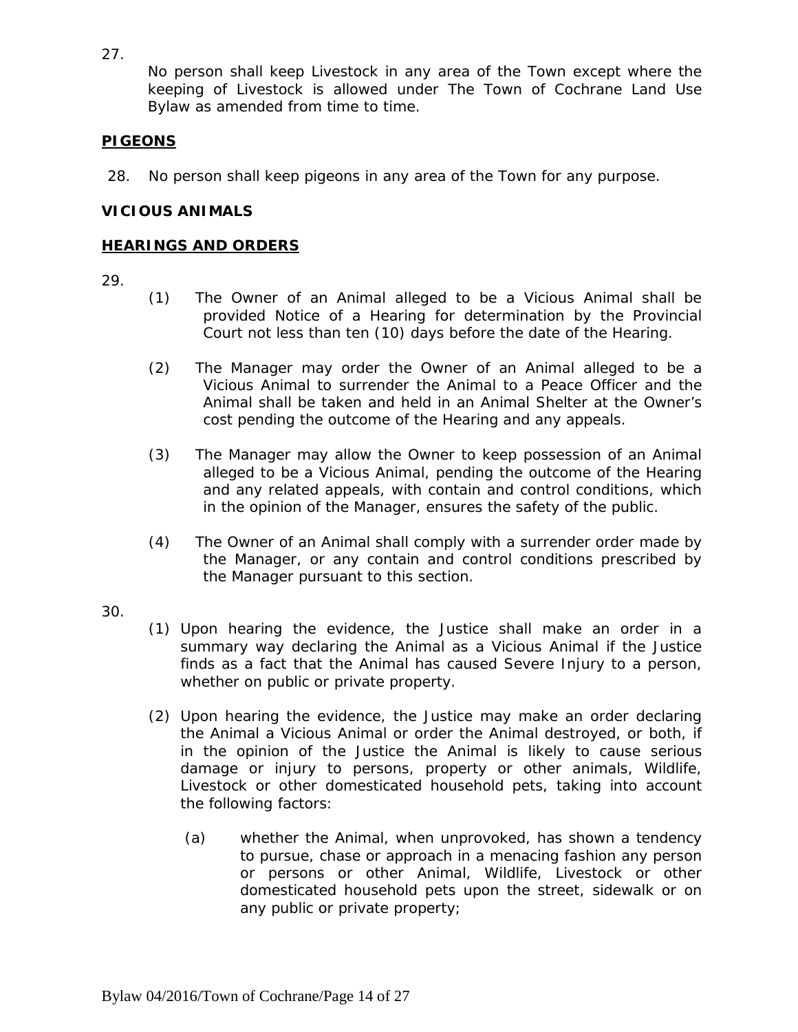27. No person shall keep Livestock in any area of the Town except where the keeping of Livestock is allowed under The Town of Cochrane Land Use Bylaw as amended from time to time.

## **PIGEONS**

28. No person shall keep pigeons in any area of the Town for any purpose.

## **VICIOUS ANIMALS**

## **HEARINGS AND ORDERS**

29.

(1) The Owner of an Animal alleged to be a Vicious Animal shall be provided Notice of a Hearing for determination by the Provincial Court not less than ten (10) days before the date of the Hearing.

(2) The Manager may order the Owner of an Animal alleged to be a Vicious Animal to surrender the Animal to a Peace Officer and the Animal shall be taken and held in an Animal Shelter at the Owner's cost pending the outcome of the Hearing and any appeals.

(3) The Manager may allow the Owner to keep possession of an Animal alleged to be a Vicious Animal, pending the outcome of the Hearing and any related appeals, with contain and control conditions, which in the opinion of the Manager, ensures the safety of the public.

(4) The Owner of an Animal shall comply with a surrender order made by the Manager, or any contain and control conditions prescribed by the Manager pursuant to this section.

30.

(1) Upon hearing the evidence, the Justice shall make an order in a summary way declaring the Animal as a Vicious Animal if the Justice finds as a fact that the Animal has caused Severe Injury to a person, whether on public or private property.

(2) Upon hearing the evidence, the Justice may make an order declaring the Animal a Vicious Animal or order the Animal destroyed, or both, if in the opinion of the Justice the Animal is likely to cause serious damage or injury to persons, property or other animals, Wildlife, Livestock or other domesticated household pets, taking into account the following factors:

(a) whether the Animal, when unprovoked, has shown a tendency to pursue, chase or approach in a menacing fashion any person or persons or other Animal, Wildlife, Livestock or other domesticated household pets upon the street, sidewalk or on any public or private property;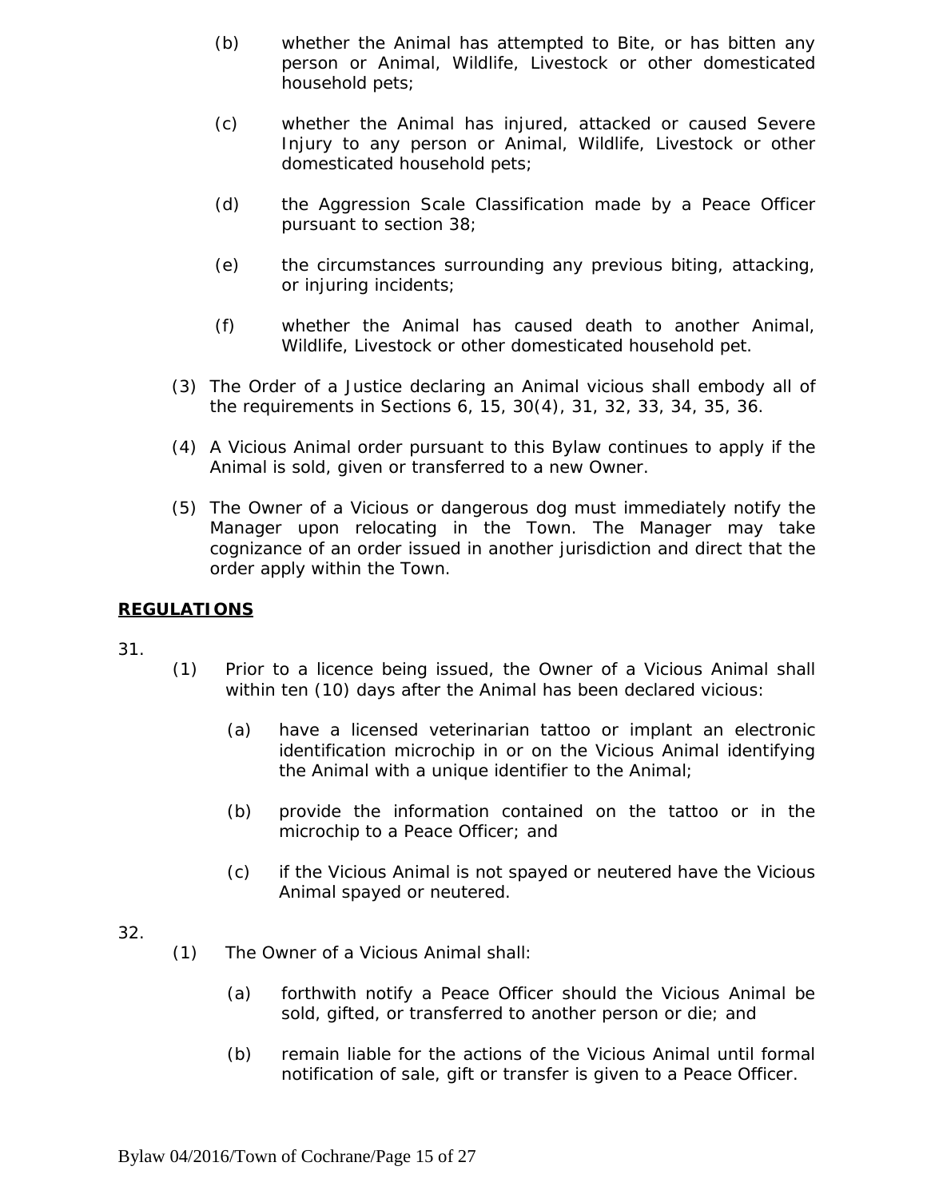(b) whether the Animal has attempted to Bite, or has bitten any person or Animal, Wildlife, Livestock or other domesticated household pets;

(c) whether the Animal has injured, attacked or caused Severe Injury to any person or Animal, Wildlife, Livestock or other domesticated household pets;

(d) the Aggression Scale Classification made by a Peace Officer pursuant to section 38;

(e) the circumstances surrounding any previous biting, attacking, or injuring incidents;

(f) whether the Animal has caused death to another Animal, Wildlife, Livestock or other domesticated household pet.

(3) The Order of a Justice declaring an Animal vicious shall embody all of the requirements in Sections 6, 15, 30(4), 31, 32, 33, 34, 35, 36.

(4) A Vicious Animal order pursuant to this Bylaw continues to apply if the Animal is sold, given or transferred to a new Owner.

(5) The Owner of a Vicious or dangerous dog must immediately notify the Manager upon relocating in the Town. The Manager may take cognizance of an order issued in another jurisdiction and direct that the order apply within the Town.

**REGULATIONS**

31.

(1) Prior to a licence being issued, the Owner of a Vicious Animal shall within ten (10) days after the Animal has been declared vicious:

(a) have a licensed veterinarian tattoo or implant an electronic identification microchip in or on the Vicious Animal identifying the Animal with a unique identifier to the Animal;

(b) provide the information contained on the tattoo or in the microchip to a Peace Officer; and

(c) if the Vicious Animal is not spayed or neutered have the Vicious Animal spayed or neutered.

32.

(1) The Owner of a Vicious Animal shall:

(a) forthwith notify a Peace Officer should the Vicious Animal be sold, gifted, or transferred to another person or die; and

(b) remain liable for the actions of the Vicious Animal until formal notification of sale, gift or transfer is given to a Peace Officer.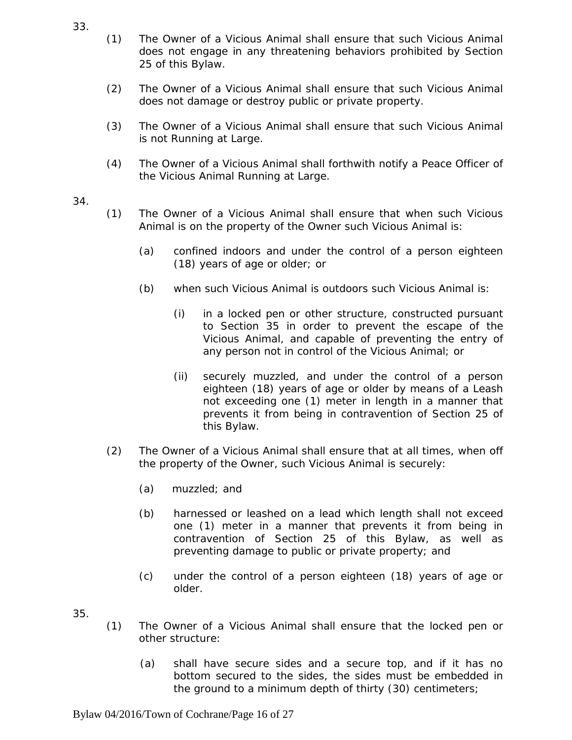33.

(1) The Owner of a Vicious Animal shall ensure that such Vicious Animal does not engage in any threatening behaviors prohibited by Section 25 of this Bylaw.

(2) The Owner of a Vicious Animal shall ensure that such Vicious Animal does not damage or destroy public or private property.

(3) The Owner of a Vicious Animal shall ensure that such Vicious Animal is not Running at Large.

(4) The Owner of a Vicious Animal shall forthwith notify a Peace Officer of the Vicious Animal Running at Large.

34.

(1) The Owner of a Vicious Animal shall ensure that when such Vicious Animal is on the property of the Owner such Vicious Animal is:

(a) confined indoors and under the control of a person eighteen (18) years of age or older; or

(b) when such Vicious Animal is outdoors such Vicious Animal is:

(i) in a locked pen or other structure, constructed pursuant to Section 35 in order to prevent the escape of the Vicious Animal, and capable of preventing the entry of any person not in control of the Vicious Animal; or

(ii) securely muzzled, and under the control of a person eighteen (18) years of age or older by means of a Leash not exceeding one (1) meter in length in a manner that prevents it from being in contravention of Section 25 of this Bylaw.

(2) The Owner of a Vicious Animal shall ensure that at all times, when off the property of the Owner, such Vicious Animal is securely:

(a) muzzled; and

(b) harnessed or leashed on a lead which length shall not exceed one (1) meter in a manner that prevents it from being in contravention of Section 25 of this Bylaw, as well as preventing damage to public or private property; and

(c) under the control of a person eighteen (18) years of age or older.

35.

(1) The Owner of a Vicious Animal shall ensure that the locked pen or other structure:

(a) shall have secure sides and a secure top, and if it has no bottom secured to the sides, the sides must be embedded in the ground to a minimum depth of thirty (30) centimeters;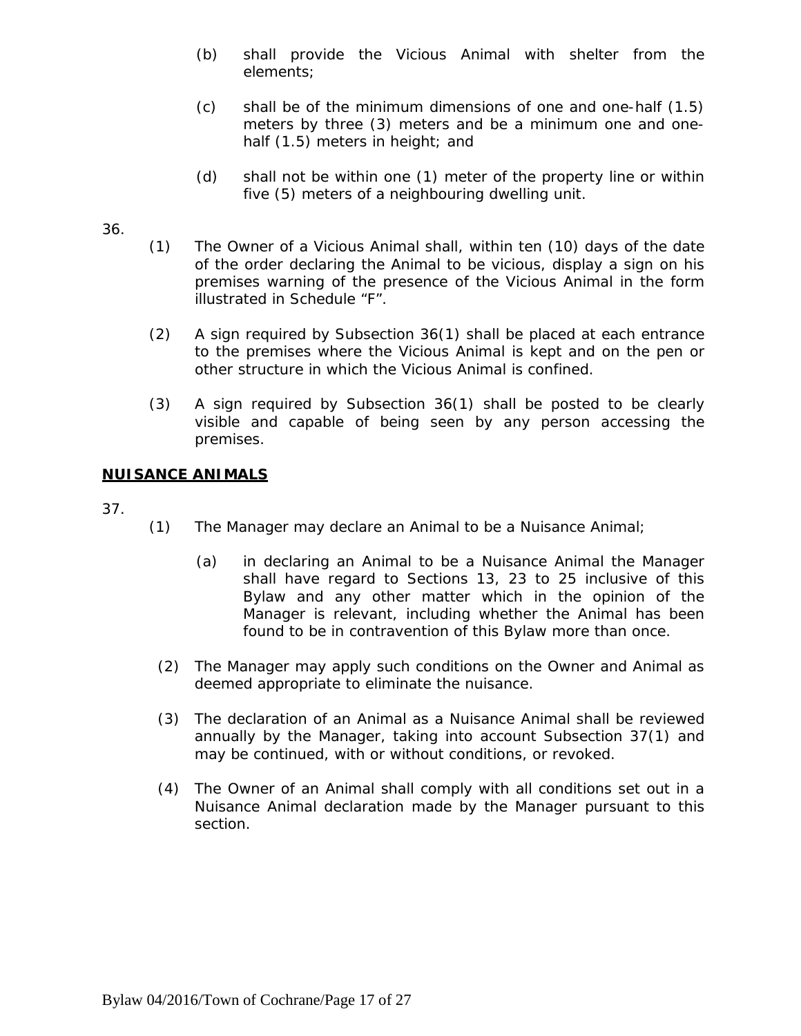(b) shall provide the Vicious Animal with shelter from the elements;

(c) shall be of the minimum dimensions of one and one-half (1.5) meters by three (3) meters and be a minimum one and one-half (1.5) meters in height; and

(d) shall not be within one (1) meter of the property line or within five (5) meters of a neighbouring dwelling unit.

36.

(1) The Owner of a Vicious Animal shall, within ten (10) days of the date of the order declaring the Animal to be vicious, display a sign on his premises warning of the presence of the Vicious Animal in the form illustrated in Schedule "F".

(2) A sign required by Subsection 36(1) shall be placed at each entrance to the premises where the Vicious Animal is kept and on the pen or other structure in which the Vicious Animal is confined.

(3) A sign required by Subsection 36(1) shall be posted to be clearly visible and capable of being seen by any person accessing the premises.

**NUISANCE ANIMALS**

37.

(1) The Manager may declare an Animal to be a Nuisance Animal;

(a) in declaring an Animal to be a Nuisance Animal the Manager shall have regard to Sections 13, 23 to 25 inclusive of this Bylaw and any other matter which in the opinion of the Manager is relevant, including whether the Animal has been found to be in contravention of this Bylaw more than once.

(2) The Manager may apply such conditions on the Owner and Animal as deemed appropriate to eliminate the nuisance.

(3) The declaration of an Animal as a Nuisance Animal shall be reviewed annually by the Manager, taking into account Subsection 37(1) and may be continued, with or without conditions, or revoked.

(4) The Owner of an Animal shall comply with all conditions set out in a Nuisance Animal declaration made by the Manager pursuant to this section.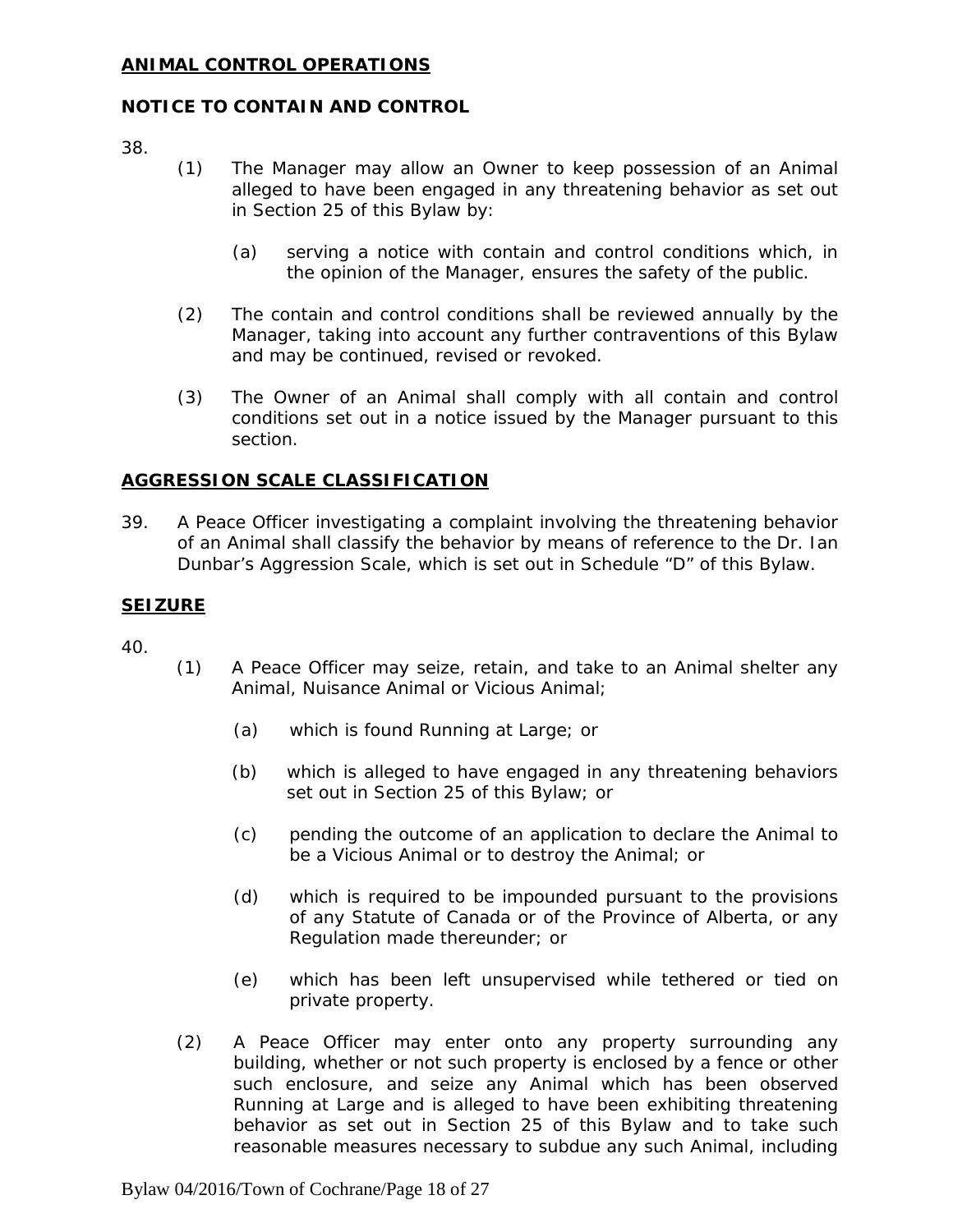## **ANIMAL CONTROL OPERATIONS**

### NOTICE TO CONTAIN AND CONTROL

38.

(1) The Manager may allow an Owner to keep possession of an Animal alleged to have been engaged in any threatening behavior as set out in Section 25 of this Bylaw by:

(a) serving a notice with contain and control conditions which, in the opinion of the Manager, ensures the safety of the public.

(2) The contain and control conditions shall be reviewed annually by the Manager, taking into account any further contraventions of this Bylaw and may be continued, revised or revoked.

(3) The Owner of an Animal shall comply with all contain and control conditions set out in a notice issued by the Manager pursuant to this section.

### **AGGRESSION SCALE CLASSIFICATION**

39. A Peace Officer investigating a complaint involving the threatening behavior of an Animal shall classify the behavior by means of reference to the Dr. Ian Dunbar's Aggression Scale, which is set out in Schedule "D" of this Bylaw.

### **SEIZURE**

40.

(1) A Peace Officer may seize, retain, and take to an Animal shelter any Animal, Nuisance Animal or Vicious Animal;

(a) which is found Running at Large; or

(b) which is alleged to have engaged in any threatening behaviors set out in Section 25 of this Bylaw; or

(c) pending the outcome of an application to declare the Animal to be a Vicious Animal or to destroy the Animal; or

(d) which is required to be impounded pursuant to the provisions of any Statute of Canada or of the Province of Alberta, or any Regulation made thereunder; or

(e) which has been left unsupervised while tethered or tied on private property.

(2) A Peace Officer may enter onto any property surrounding any building, whether or not such property is enclosed by a fence or other such enclosure, and seize any Animal which has been observed Running at Large and is alleged to have been exhibiting threatening behavior as set out in Section 25 of this Bylaw and to take such reasonable measures necessary to subdue any such Animal, including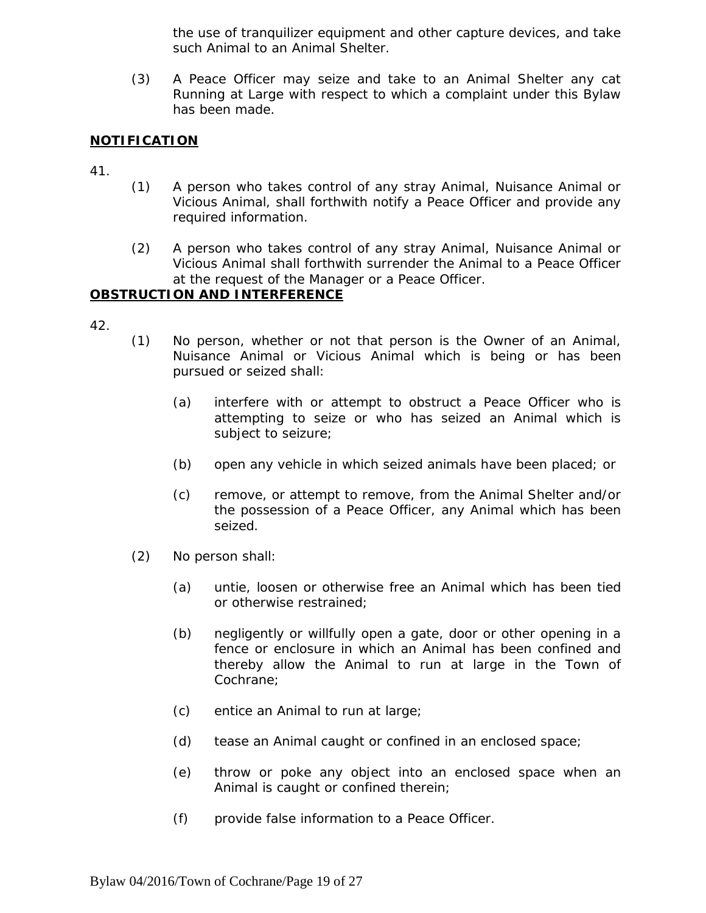the use of tranquilizer equipment and other capture devices, and take such Animal to an Animal Shelter.

(3) A Peace Officer may seize and take to an Animal Shelter any cat Running at Large with respect to which a complaint under this Bylaw has been made.

**NOTIFICATION**

41.

(1) A person who takes control of any stray Animal, Nuisance Animal or Vicious Animal, shall forthwith notify a Peace Officer and provide any required information.

(2) A person who takes control of any stray Animal, Nuisance Animal or Vicious Animal shall forthwith surrender the Animal to a Peace Officer at the request of the Manager or a Peace Officer.

**OBSTRUCTION AND INTERFERENCE**

42.

(1) No person, whether or not that person is the Owner of an Animal, Nuisance Animal or Vicious Animal which is being or has been pursued or seized shall:

(a) interfere with or attempt to obstruct a Peace Officer who is attempting to seize or who has seized an Animal which is subject to seizure;

(b) open any vehicle in which seized animals have been placed; or

(c) remove, or attempt to remove, from the Animal Shelter and/or the possession of a Peace Officer, any Animal which has been seized.

(2) No person shall:

(a) untie, loosen or otherwise free an Animal which has been tied or otherwise restrained;

(b) negligently or willfully open a gate, door or other opening in a fence or enclosure in which an Animal has been confined and thereby allow the Animal to run at large in the Town of Cochrane;

(c) entice an Animal to run at large;

(d) tease an Animal caught or confined in an enclosed space;

(e) throw or poke any object into an enclosed space when an Animal is caught or confined therein;

(f) provide false information to a Peace Officer.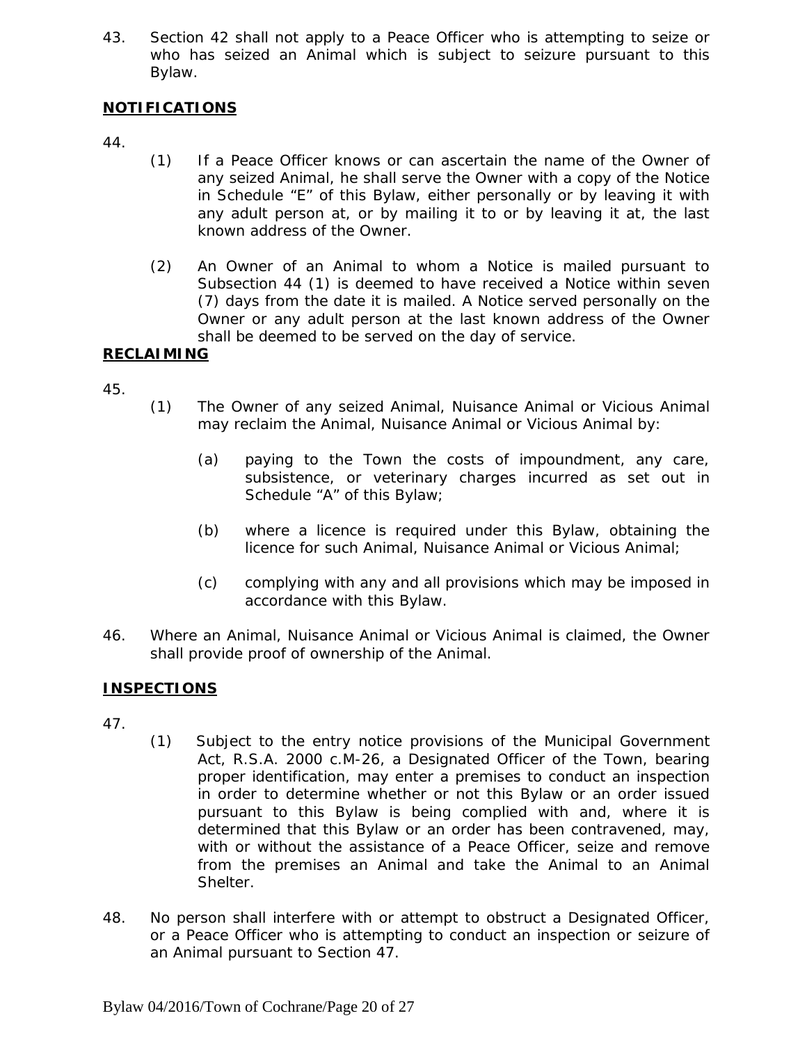43. Section 42 shall not apply to a Peace Officer who is attempting to seize or who has seized an Animal which is subject to seizure pursuant to this Bylaw.

**NOTIFICATIONS**

44.

(1) If a Peace Officer knows or can ascertain the name of the Owner of any seized Animal, he shall serve the Owner with a copy of the Notice in Schedule "E" of this Bylaw, either personally or by leaving it with any adult person at, or by mailing it to or by leaving it at, the last known address of the Owner.

(2) An Owner of an Animal to whom a Notice is mailed pursuant to Subsection 44 (1) is deemed to have received a Notice within seven (7) days from the date it is mailed. A Notice served personally on the Owner or any adult person at the last known address of the Owner shall be deemed to be served on the day of service.

**RECLAIMING**

45.

(1) The Owner of any seized Animal, Nuisance Animal or Vicious Animal may reclaim the Animal, Nuisance Animal or Vicious Animal by:

(a) paying to the Town the costs of impoundment, any care, subsistence, or veterinary charges incurred as set out in Schedule "A" of this Bylaw;

(b) where a licence is required under this Bylaw, obtaining the licence for such Animal, Nuisance Animal or Vicious Animal;

(c) complying with any and all provisions which may be imposed in accordance with this Bylaw.

46. Where an Animal, Nuisance Animal or Vicious Animal is claimed, the Owner shall provide proof of ownership of the Animal.

**INSPECTIONS**

47.

(1) Subject to the entry notice provisions of the Municipal Government Act, R.S.A. 2000 c.M-26, a Designated Officer of the Town, bearing proper identification, may enter a premises to conduct an inspection in order to determine whether or not this Bylaw or an order issued pursuant to this Bylaw is being complied with and, where it is determined that this Bylaw or an order has been contravened, may, with or without the assistance of a Peace Officer, seize and remove from the premises an Animal and take the Animal to an Animal Shelter.

48. No person shall interfere with or attempt to obstruct a Designated Officer, or a Peace Officer who is attempting to conduct an inspection or seizure of an Animal pursuant to Section 47.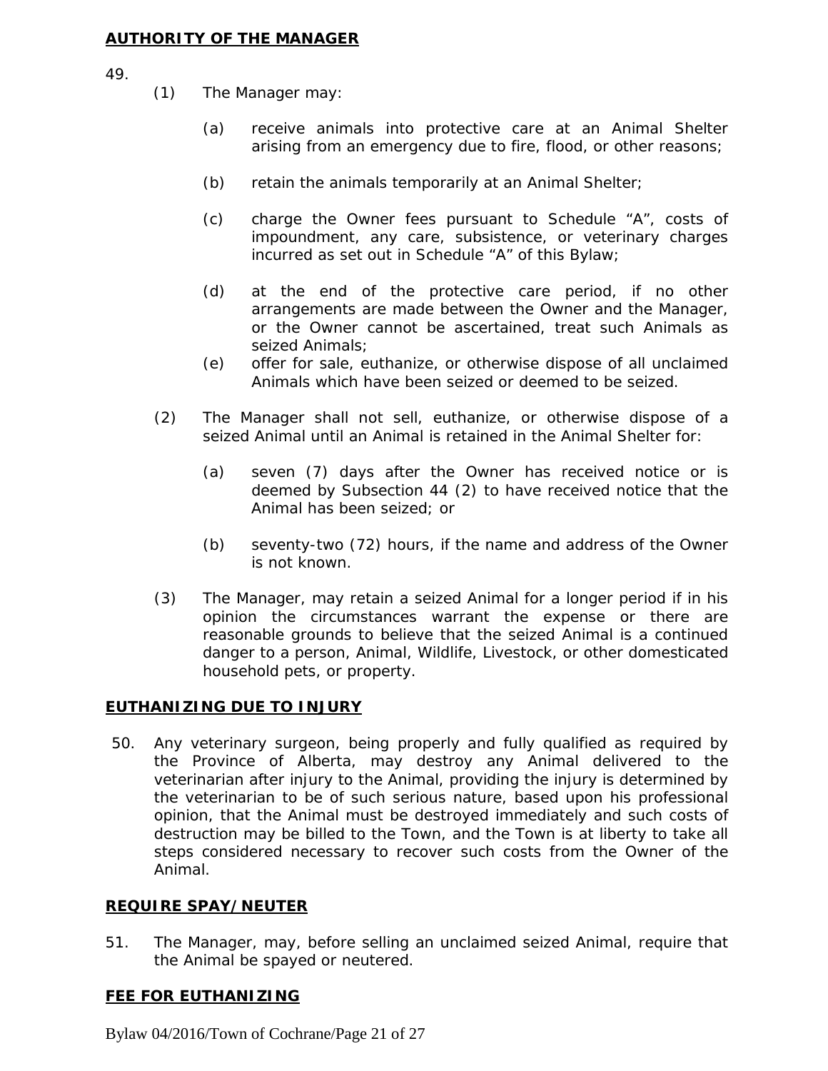## **AUTHORITY OF THE MANAGER**

49.

(1) The Manager may:

(a) receive animals into protective care at an Animal Shelter arising from an emergency due to fire, flood, or other reasons;

(b) retain the animals temporarily at an Animal Shelter;

(c) charge the Owner fees pursuant to Schedule "A", costs of impoundment, any care, subsistence, or veterinary charges incurred as set out in Schedule "A" of this Bylaw;

(d) at the end of the protective care period, if no other arrangements are made between the Owner and the Manager, or the Owner cannot be ascertained, treat such Animals as seized Animals;

(e) offer for sale, euthanize, or otherwise dispose of all unclaimed Animals which have been seized or deemed to be seized.

(2) The Manager shall not sell, euthanize, or otherwise dispose of a seized Animal until an Animal is retained in the Animal Shelter for:

(a) seven (7) days after the Owner has received notice or is deemed by Subsection 44 (2) to have received notice that the Animal has been seized; or

(b) seventy-two (72) hours, if the name and address of the Owner is not known.

(3) The Manager, may retain a seized Animal for a longer period if in his opinion the circumstances warrant the expense or there are reasonable grounds to believe that the seized Animal is a continued danger to a person, Animal, Wildlife, Livestock, or other domesticated household pets, or property.

## **EUTHANIZING DUE TO INJURY**

50. Any veterinary surgeon, being properly and fully qualified as required by the Province of Alberta, may destroy any Animal delivered to the veterinarian after injury to the Animal, providing the injury is determined by the veterinarian to be of such serious nature, based upon his professional opinion, that the Animal must be destroyed immediately and such costs of destruction may be billed to the Town, and the Town is at liberty to take all steps considered necessary to recover such costs from the Owner of the Animal.

## **REQUIRE SPAY/NEUTER**

51. The Manager, may, before selling an unclaimed seized Animal, require that the Animal be spayed or neutered.

## **FEE FOR EUTHANIZING**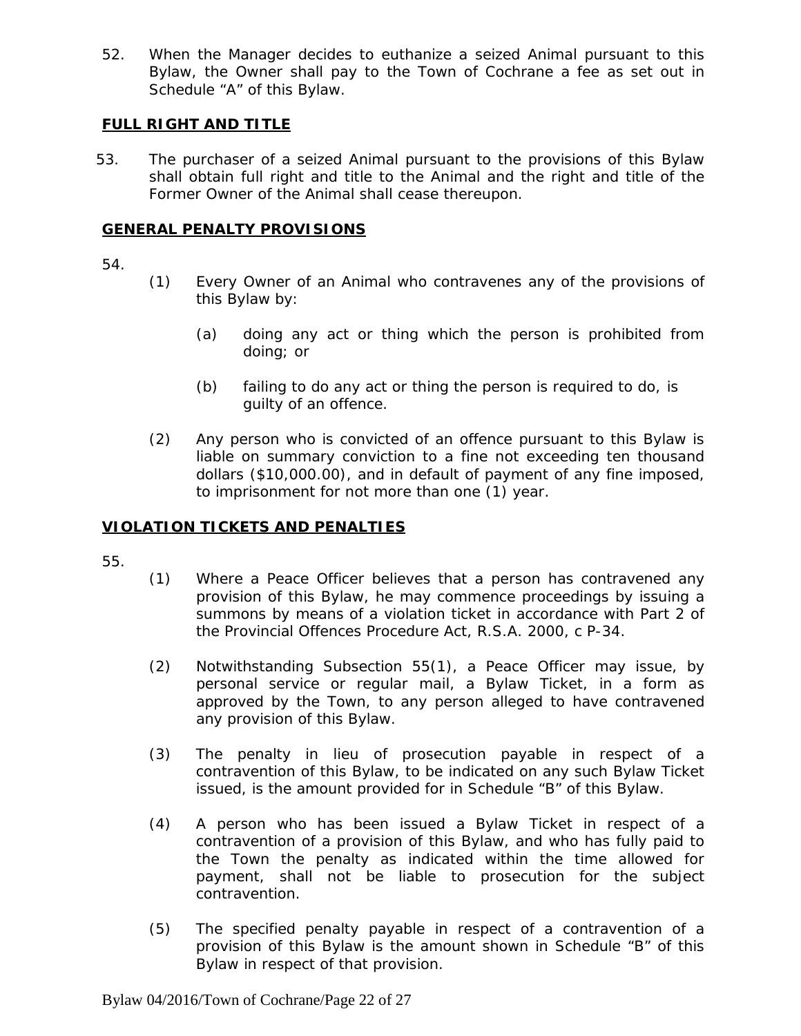52. When the Manager decides to euthanize a seized Animal pursuant to this Bylaw, the Owner shall pay to the Town of Cochrane a fee as set out in Schedule "A" of this Bylaw.

**FULL RIGHT AND TITLE**

53. The purchaser of a seized Animal pursuant to the provisions of this Bylaw shall obtain full right and title to the Animal and the right and title of the Former Owner of the Animal shall cease thereupon.

**GENERAL PENALTY PROVISIONS**

54.

(1) Every Owner of an Animal who contravenes any of the provisions of this Bylaw by:

(a) doing any act or thing which the person is prohibited from doing; or

(b) failing to do any act or thing the person is required to do, is guilty of an offence.

(2) Any person who is convicted of an offence pursuant to this Bylaw is liable on summary conviction to a fine not exceeding ten thousand dollars ($10,000.00), and in default of payment of any fine imposed, to imprisonment for not more than one (1) year.

**VIOLATION TICKETS AND PENALTIES**

55.

(1) Where a Peace Officer believes that a person has contravened any provision of this Bylaw, he may commence proceedings by issuing a summons by means of a violation ticket in accordance with Part 2 of the Provincial Offences Procedure Act, R.S.A. 2000, c P-34.

(2) Notwithstanding Subsection 55(1), a Peace Officer may issue, by personal service or regular mail, a Bylaw Ticket, in a form as approved by the Town, to any person alleged to have contravened any provision of this Bylaw.

(3) The penalty in lieu of prosecution payable in respect of a contravention of this Bylaw, to be indicated on any such Bylaw Ticket issued, is the amount provided for in Schedule "B" of this Bylaw.

(4) A person who has been issued a Bylaw Ticket in respect of a contravention of a provision of this Bylaw, and who has fully paid to the Town the penalty as indicated within the time allowed for payment, shall not be liable to prosecution for the subject contravention.

(5) The specified penalty payable in respect of a contravention of a provision of this Bylaw is the amount shown in Schedule "B" of this Bylaw in respect of that provision.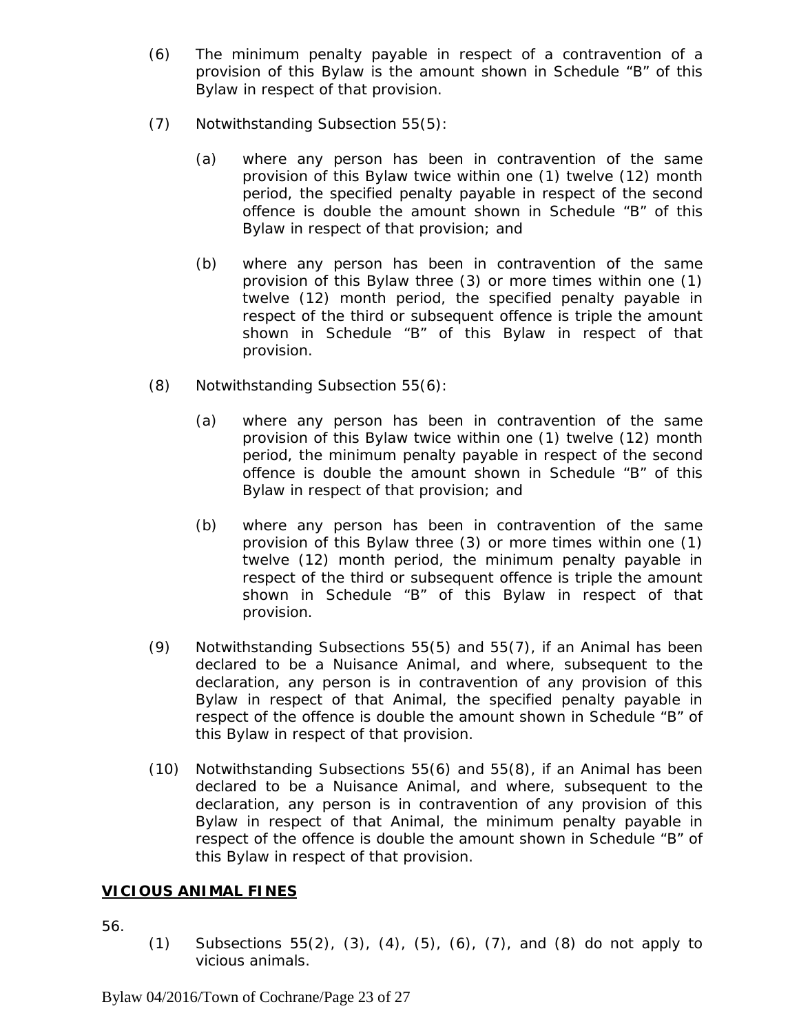(6) The minimum penalty payable in respect of a contravention of a provision of this Bylaw is the amount shown in Schedule "B" of this Bylaw in respect of that provision.

(7) Notwithstanding Subsection 55(5):

(a) where any person has been in contravention of the same provision of this Bylaw twice within one (1) twelve (12) month period, the specified penalty payable in respect of the second offence is double the amount shown in Schedule "B" of this Bylaw in respect of that provision; and

(b) where any person has been in contravention of the same provision of this Bylaw three (3) or more times within one (1) twelve (12) month period, the specified penalty payable in respect of the third or subsequent offence is triple the amount shown in Schedule "B" of this Bylaw in respect of that provision.

(8) Notwithstanding Subsection 55(6):

(a) where any person has been in contravention of the same provision of this Bylaw twice within one (1) twelve (12) month period, the minimum penalty payable in respect of the second offence is double the amount shown in Schedule "B" of this Bylaw in respect of that provision; and

(b) where any person has been in contravention of the same provision of this Bylaw three (3) or more times within one (1) twelve (12) month period, the minimum penalty payable in respect of the third or subsequent offence is triple the amount shown in Schedule "B" of this Bylaw in respect of that provision.

(9) Notwithstanding Subsections 55(5) and 55(7), if an Animal has been declared to be a Nuisance Animal, and where, subsequent to the declaration, any person is in contravention of any provision of this Bylaw in respect of that Animal, the specified penalty payable in respect of the offence is double the amount shown in Schedule "B" of this Bylaw in respect of that provision.

(10) Notwithstanding Subsections 55(6) and 55(8), if an Animal has been declared to be a Nuisance Animal, and where, subsequent to the declaration, any person is in contravention of any provision of this Bylaw in respect of that Animal, the minimum penalty payable in respect of the offence is double the amount shown in Schedule "B" of this Bylaw in respect of that provision.

## VICIOUS ANIMAL FINES

56.

(1) Subsections 55(2), (3), (4), (5), (6), (7), and (8) do not apply to vicious animals.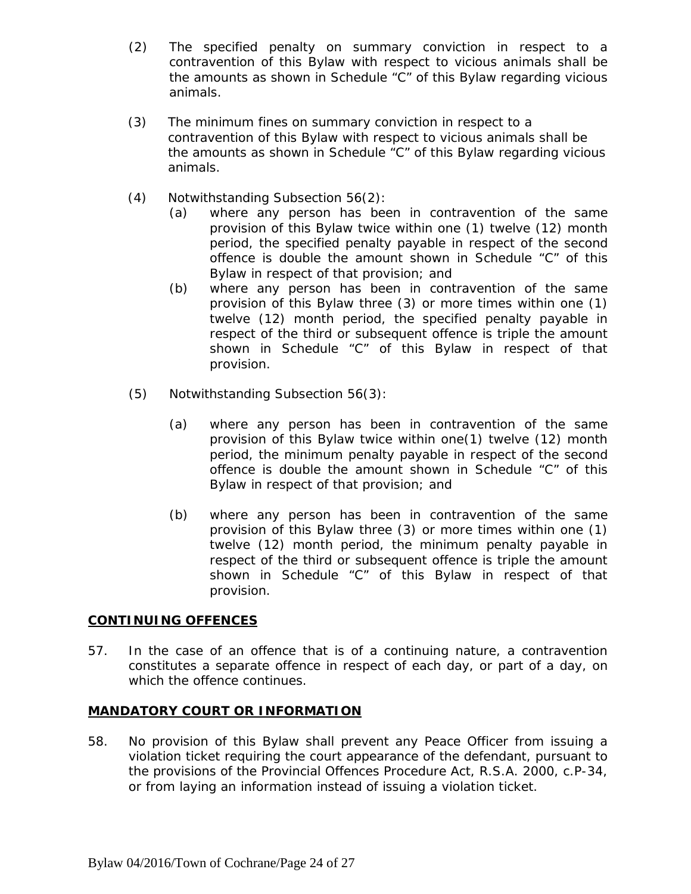(2) The specified penalty on summary conviction in respect to a contravention of this Bylaw with respect to vicious animals shall be the amounts as shown in Schedule "C" of this Bylaw regarding vicious animals.

(3) The minimum fines on summary conviction in respect to a contravention of this Bylaw with respect to vicious animals shall be the amounts as shown in Schedule "C" of this Bylaw regarding vicious animals.

(4) Notwithstanding Subsection 56(2):

   (a) where any person has been in contravention of the same provision of this Bylaw twice within one (1) twelve (12) month period, the specified penalty payable in respect of the second offence is double the amount shown in Schedule "C" of this Bylaw in respect of that provision; and

   (b) where any person has been in contravention of the same provision of this Bylaw three (3) or more times within one (1) twelve (12) month period, the specified penalty payable in respect of the third or subsequent offence is triple the amount shown in Schedule "C" of this Bylaw in respect of that provision.

(5) Notwithstanding Subsection 56(3):

   (a) where any person has been in contravention of the same provision of this Bylaw twice within one(1) twelve (12) month period, the minimum penalty payable in respect of the second offence is double the amount shown in Schedule "C" of this Bylaw in respect of that provision; and

   (b) where any person has been in contravention of the same provision of this Bylaw three (3) or more times within one (1) twelve (12) month period, the minimum penalty payable in respect of the third or subsequent offence is triple the amount shown in Schedule "C" of this Bylaw in respect of that provision.

**CONTINUING OFFENCES**

57. In the case of an offence that is of a continuing nature, a contravention constitutes a separate offence in respect of each day, or part of a day, on which the offence continues.

**MANDATORY COURT OR INFORMATION**

58. No provision of this Bylaw shall prevent any Peace Officer from issuing a violation ticket requiring the court appearance of the defendant, pursuant to the provisions of the Provincial Offences Procedure Act, R.S.A. 2000, c.P-34, or from laying an information instead of issuing a violation ticket.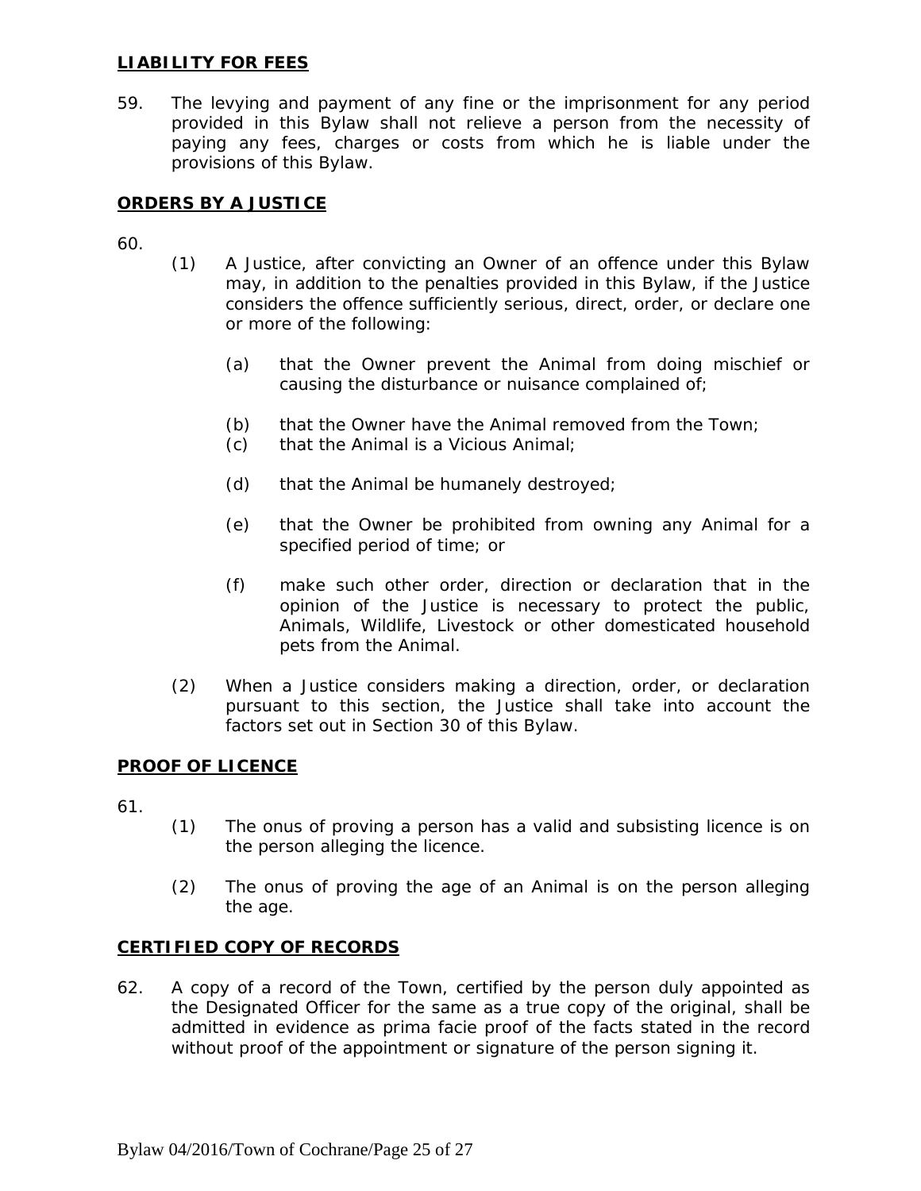**LIABILITY FOR FEES**

59. The levying and payment of any fine or the imprisonment for any period provided in this Bylaw shall not relieve a person from the necessity of paying any fees, charges or costs from which he is liable under the provisions of this Bylaw.

**ORDERS BY A JUSTICE**

60.

(1) A Justice, after convicting an Owner of an offence under this Bylaw may, in addition to the penalties provided in this Bylaw, if the Justice considers the offence sufficiently serious, direct, order, or declare one or more of the following:

(a) that the Owner prevent the Animal from doing mischief or causing the disturbance or nuisance complained of;

(b) that the Owner have the Animal removed from the Town;

(c) that the Animal is a Vicious Animal;

(d) that the Animal be humanely destroyed;

(e) that the Owner be prohibited from owning any Animal for a specified period of time; or

(f) make such other order, direction or declaration that in the opinion of the Justice is necessary to protect the public, Animals, Wildlife, Livestock or other domesticated household pets from the Animal.

(2) When a Justice considers making a direction, order, or declaration pursuant to this section, the Justice shall take into account the factors set out in Section 30 of this Bylaw.

**PROOF OF LICENCE**

61.

(1) The onus of proving a person has a valid and subsisting licence is on the person alleging the licence.

(2) The onus of proving the age of an Animal is on the person alleging the age.

**CERTIFIED COPY OF RECORDS**

62. A copy of a record of the Town, certified by the person duly appointed as the Designated Officer for the same as a true copy of the original, shall be admitted in evidence as prima facie proof of the facts stated in the record without proof of the appointment or signature of the person signing it.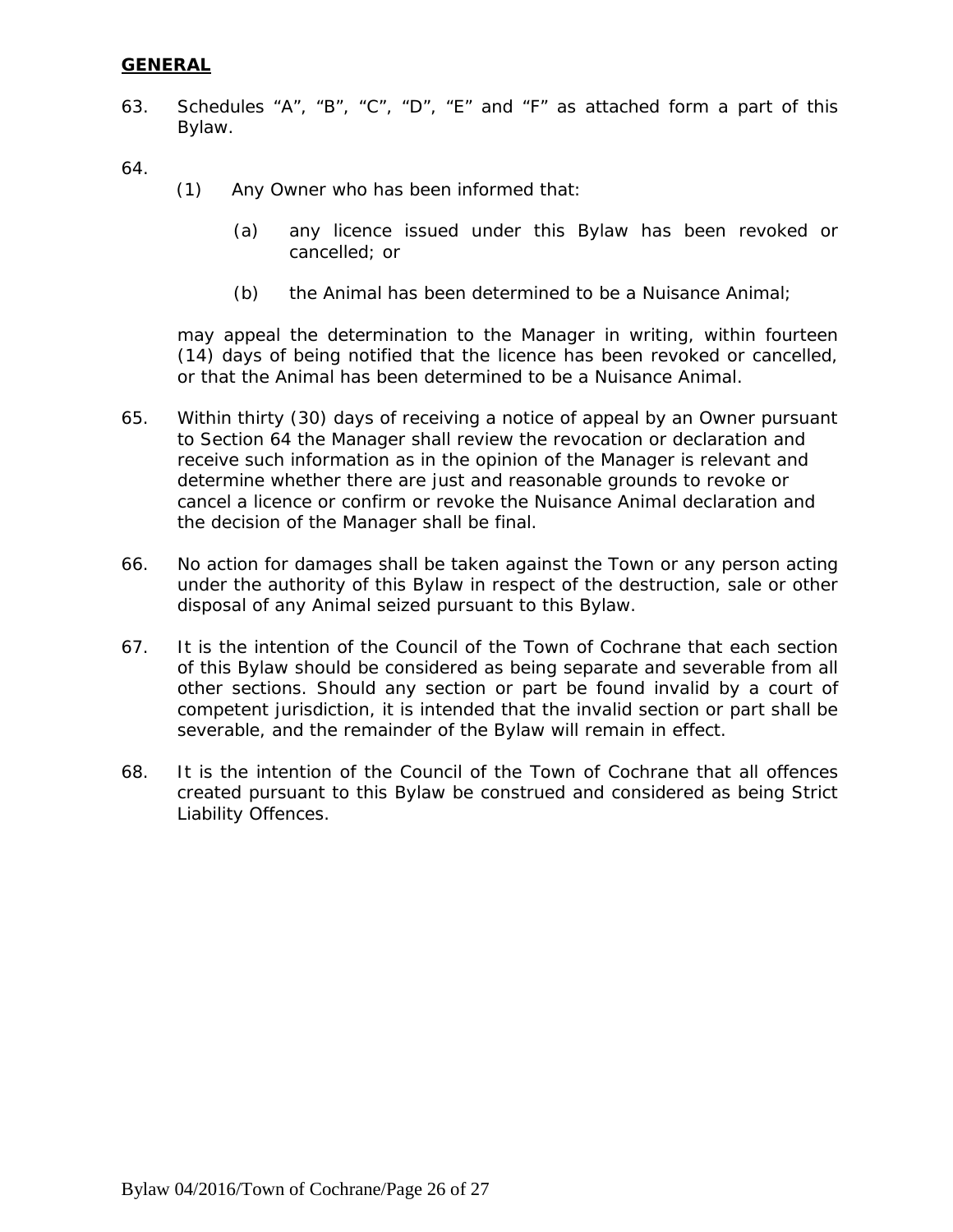**GENERAL**

63. Schedules “A”, “B”, “C”, “D”, “E” and “F” as attached form a part of this Bylaw.

64.

(1) Any Owner who has been informed that:

(a) any licence issued under this Bylaw has been revoked or cancelled; or

(b) the Animal has been determined to be a Nuisance Animal;

may appeal the determination to the Manager in writing, within fourteen (14) days of being notified that the licence has been revoked or cancelled, or that the Animal has been determined to be a Nuisance Animal.

65. Within thirty (30) days of receiving a notice of appeal by an Owner pursuant to Section 64 the Manager shall review the revocation or declaration and receive such information as in the opinion of the Manager is relevant and determine whether there are just and reasonable grounds to revoke or cancel a licence or confirm or revoke the Nuisance Animal declaration and the decision of the Manager shall be final.

66. No action for damages shall be taken against the Town or any person acting under the authority of this Bylaw in respect of the destruction, sale or other disposal of any Animal seized pursuant to this Bylaw.

67. It is the intention of the Council of the Town of Cochrane that each section of this Bylaw should be considered as being separate and severable from all other sections. Should any section or part be found invalid by a court of competent jurisdiction, it is intended that the invalid section or part shall be severable, and the remainder of the Bylaw will remain in effect.

68. It is the intention of the Council of the Town of Cochrane that all offences created pursuant to this Bylaw be construed and considered as being Strict Liability Offences.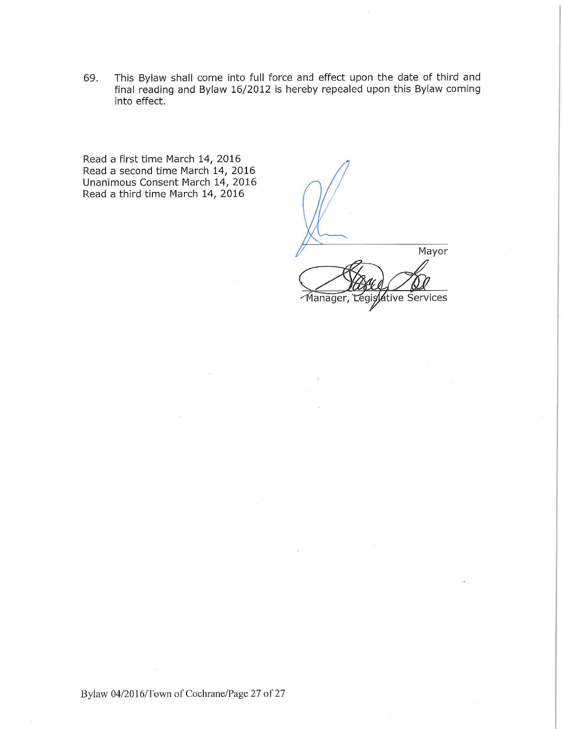69. This Bylaw shall come into full force and effect upon the date of third and final reading and Bylaw 16/2012 is hereby repealed upon this Bylaw coming into effect.

Read a first time March 14, 2016
Read a second time March 14, 2016
Unanimous Consent March 14, 2016
Read a third time March 14, 2016

Mayor

Manager, Legislative Services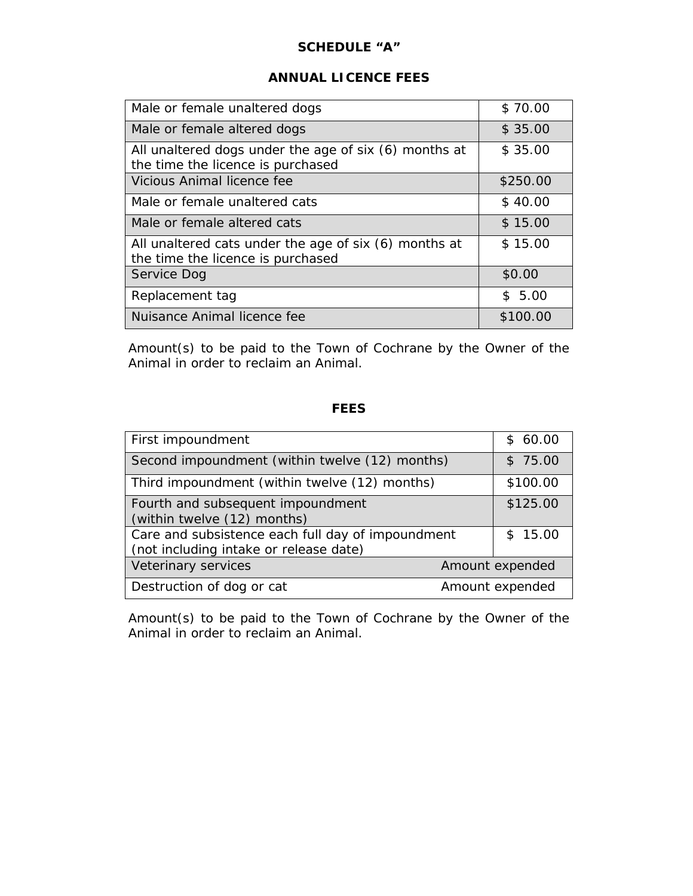# SCHEDULE "A"

## ANNUAL LICENCE FEES

| | |
|---|---|
| Male or female unaltered dogs | $ 70.00 |
| Male or female altered dogs | $ 35.00 |
| All unaltered dogs under the age of six (6) months at the time the licence is purchased | $ 35.00 |
| Vicious Animal licence fee | $250.00 |
| Male or female unaltered cats | $ 40.00 |
| Male or female altered cats | $ 15.00 |
| All unaltered cats under the age of six (6) months at the time the licence is purchased | $ 15.00 |
| Service Dog | $0.00 |
| Replacement tag | $ 5.00 |
| Nuisance Animal licence fee | $100.00 |

Amount(s) to be paid to the Town of Cochrane by the Owner of the Animal in order to reclaim an Animal.

## FEES

| | |
|---|---|
| First impoundment | $ 60.00 |
| Second impoundment (within twelve (12) months) | $ 75.00 |
| Third impoundment (within twelve (12) months) | $100.00 |
| Fourth and subsequent impoundment (within twelve (12) months) | $125.00 |
| Care and subsistence each full day of impoundment (not including intake or release date) | $ 15.00 |
| Veterinary services | Amount expended |
| Destruction of dog or cat | Amount expended |

Amount(s) to be paid to the Town of Cochrane by the Owner of the Animal in order to reclaim an Animal.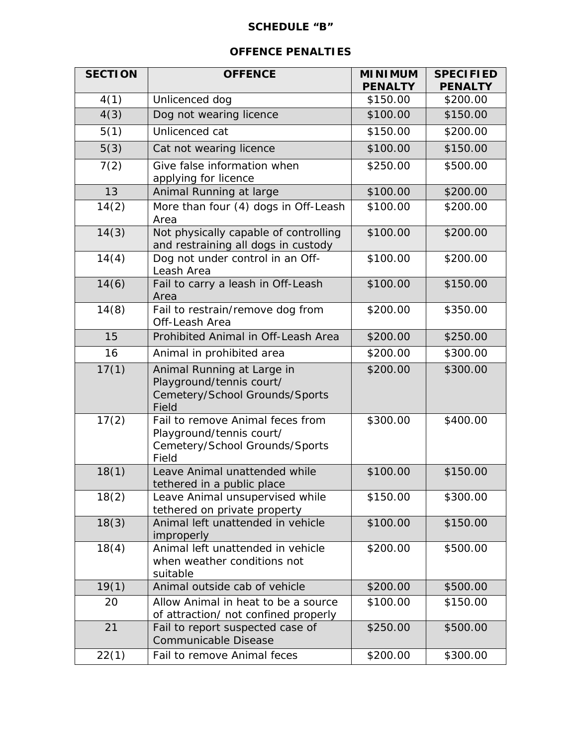# SCHEDULE "B"

## OFFENCE PENALTIES

| SECTION | OFFENCE | MINIMUM PENALTY | SPECIFIED PENALTY |
|---|---|---|---|
| 4(1) | Unlicenced dog | $150.00 | $200.00 |
| 4(3) | Dog not wearing licence | $100.00 | $150.00 |
| 5(1) | Unlicenced cat | $150.00 | $200.00 |
| 5(3) | Cat not wearing licence | $100.00 | $150.00 |
| 7(2) | Give false information when applying for licence | $250.00 | $500.00 |
| 13 | Animal Running at large | $100.00 | $200.00 |
| 14(2) | More than four (4) dogs in Off-Leash Area | $100.00 | $200.00 |
| 14(3) | Not physically capable of controlling and restraining all dogs in custody | $100.00 | $200.00 |
| 14(4) | Dog not under control in an Off-Leash Area | $100.00 | $200.00 |
| 14(6) | Fail to carry a leash in Off-Leash Area | $100.00 | $150.00 |
| 14(8) | Fail to restrain/remove dog from Off-Leash Area | $200.00 | $350.00 |
| 15 | Prohibited Animal in Off-Leash Area | $200.00 | $250.00 |
| 16 | Animal in prohibited area | $200.00 | $300.00 |
| 17(1) | Animal Running at Large in Playground/tennis court/ Cemetery/School Grounds/Sports Field | $200.00 | $300.00 |
| 17(2) | Fail to remove Animal feces from Playground/tennis court/ Cemetery/School Grounds/Sports Field | $300.00 | $400.00 |
| 18(1) | Leave Animal unattended while tethered in a public place | $100.00 | $150.00 |
| 18(2) | Leave Animal unsupervised while tethered on private property | $150.00 | $300.00 |
| 18(3) | Animal left unattended in vehicle improperly | $100.00 | $150.00 |
| 18(4) | Animal left unattended in vehicle when weather conditions not suitable | $200.00 | $500.00 |
| 19(1) | Animal outside cab of vehicle | $200.00 | $500.00 |
| 20 | Allow Animal in heat to be a source of attraction/ not confined properly | $100.00 | $150.00 |
| 21 | Fail to report suspected case of Communicable Disease | $250.00 | $500.00 |
| 22(1) | Fail to remove Animal feces | $200.00 | $300.00 |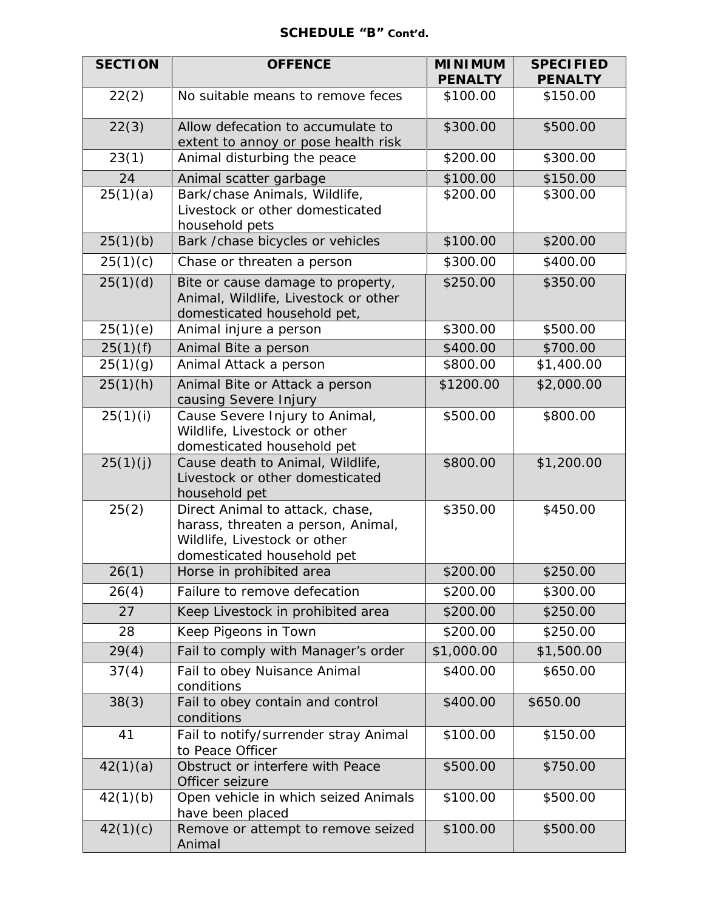**SCHEDULE "B" Cont'd.**

| SECTION | OFFENCE | MINIMUM PENALTY | SPECIFIED PENALTY |
|---|---|---|---|
| 22(2) | No suitable means to remove feces | $100.00 | $150.00 |
| 22(3) | Allow defecation to accumulate to extent to annoy or pose health risk | $300.00 | $500.00 |
| 23(1) | Animal disturbing the peace | $200.00 | $300.00 |
| 24 | Animal scatter garbage | $100.00 | $150.00 |
| 25(1)(a) | Bark/chase Animals, Wildlife, Livestock or other domesticated household pets | $200.00 | $300.00 |
| 25(1)(b) | Bark /chase bicycles or vehicles | $100.00 | $200.00 |
| 25(1)(c) | Chase or threaten a person | $300.00 | $400.00 |
| 25(1)(d) | Bite or cause damage to property, Animal, Wildlife, Livestock or other domesticated household pet, | $250.00 | $350.00 |
| 25(1)(e) | Animal injure a person | $300.00 | $500.00 |
| 25(1)(f) | Animal Bite a person | $400.00 | $700.00 |
| 25(1)(g) | Animal Attack a person | $800.00 | $1,400.00 |
| 25(1)(h) | Animal Bite or Attack a person causing Severe Injury | $1200.00 | $2,000.00 |
| 25(1)(i) | Cause Severe Injury to Animal, Wildlife, Livestock or other domesticated household pet | $500.00 | $800.00 |
| 25(1)(j) | Cause death to Animal, Wildlife, Livestock or other domesticated household pet | $800.00 | $1,200.00 |
| 25(2) | Direct Animal to attack, chase, harass, threaten a person, Animal, Wildlife, Livestock or other domesticated household pet | $350.00 | $450.00 |
| 26(1) | Horse in prohibited area | $200.00 | $250.00 |
| 26(4) | Failure to remove defecation | $200.00 | $300.00 |
| 27 | Keep Livestock in prohibited area | $200.00 | $250.00 |
| 28 | Keep Pigeons in Town | $200.00 | $250.00 |
| 29(4) | Fail to comply with Manager's order | $1,000.00 | $1,500.00 |
| 37(4) | Fail to obey Nuisance Animal conditions | $400.00 | $650.00 |
| 38(3) | Fail to obey contain and control conditions | $400.00 | $650.00 |
| 41 | Fail to notify/surrender stray Animal to Peace Officer | $100.00 | $150.00 |
| 42(1)(a) | Obstruct or interfere with Peace Officer seizure | $500.00 | $750.00 |
| 42(1)(b) | Open vehicle in which seized Animals have been placed | $100.00 | $500.00 |
| 42(1)(c) | Remove or attempt to remove seized Animal | $100.00 | $500.00 |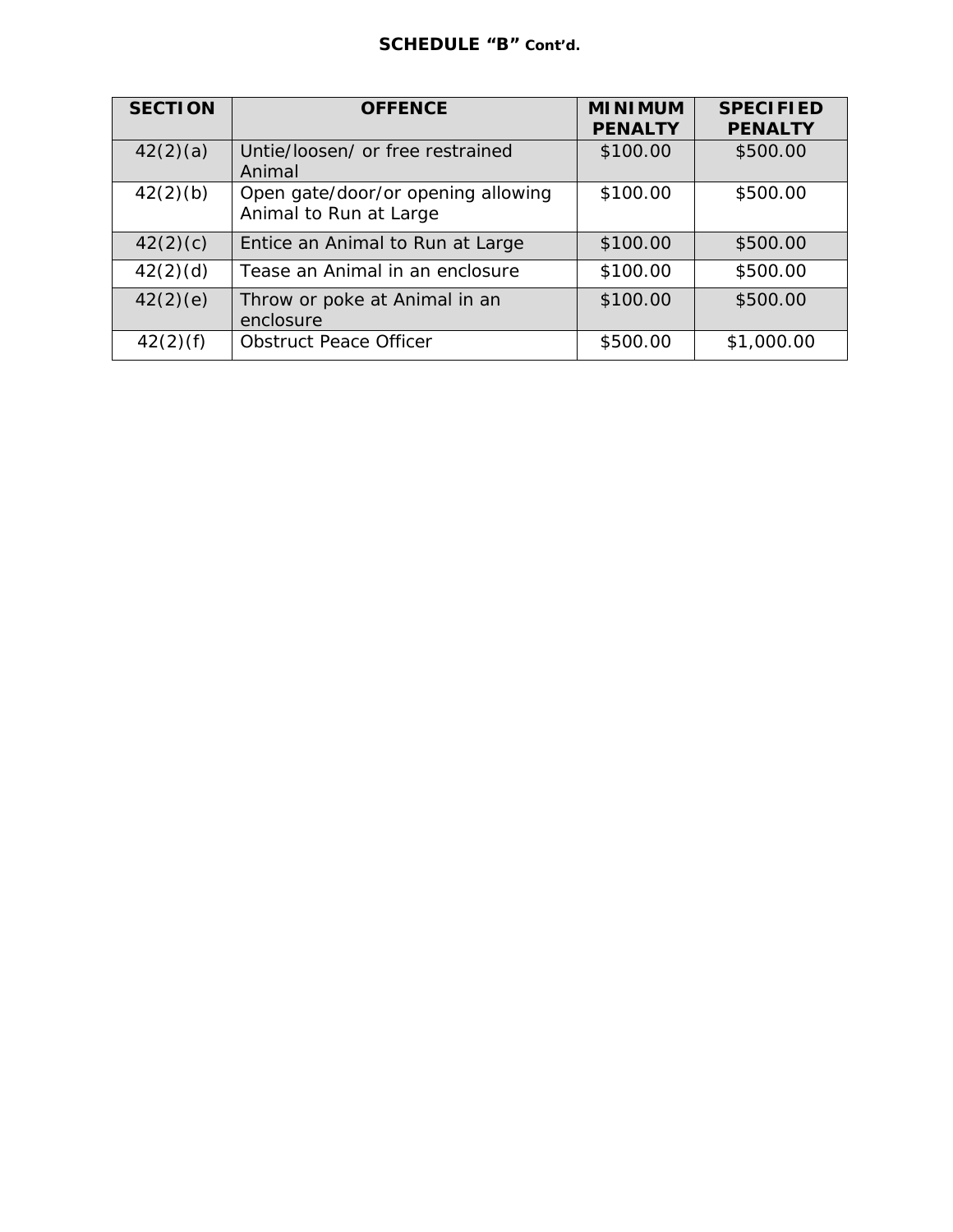**SCHEDULE "B"** Cont'd.

| SECTION | OFFENCE | MINIMUM PENALTY | SPECIFIED PENALTY |
|---|---|---|---|
| 42(2)(a) | Untie/loosen/ or free restrained Animal | $100.00 | $500.00 |
| 42(2)(b) | Open gate/door/or opening allowing Animal to Run at Large | $100.00 | $500.00 |
| 42(2)(c) | Entice an Animal to Run at Large | $100.00 | $500.00 |
| 42(2)(d) | Tease an Animal in an enclosure | $100.00 | $500.00 |
| 42(2)(e) | Throw or poke at Animal in an enclosure | $100.00 | $500.00 |
| 42(2)(f) | Obstruct Peace Officer | $500.00 | $1,000.00 |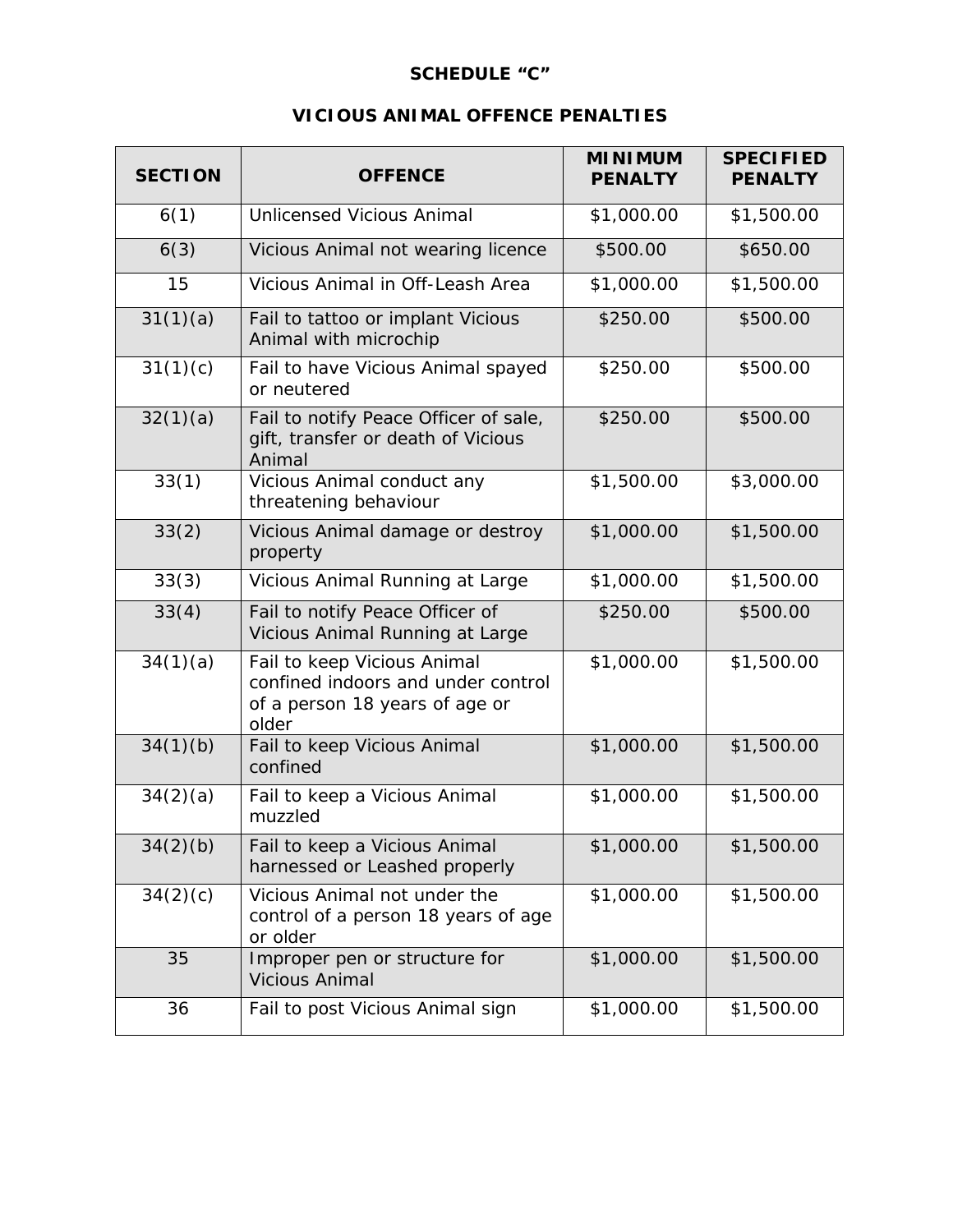# SCHEDULE "C"

## VICIOUS ANIMAL OFFENCE PENALTIES

| SECTION | OFFENCE | MINIMUM PENALTY | SPECIFIED PENALTY |
|---|---|---|---|
| 6(1) | Unlicensed Vicious Animal | $1,000.00 | $1,500.00 |
| 6(3) | Vicious Animal not wearing licence | $500.00 | $650.00 |
| 15 | Vicious Animal in Off-Leash Area | $1,000.00 | $1,500.00 |
| 31(1)(a) | Fail to tattoo or implant Vicious Animal with microchip | $250.00 | $500.00 |
| 31(1)(c) | Fail to have Vicious Animal spayed or neutered | $250.00 | $500.00 |
| 32(1)(a) | Fail to notify Peace Officer of sale, gift, transfer or death of Vicious Animal | $250.00 | $500.00 |
| 33(1) | Vicious Animal conduct any threatening behaviour | $1,500.00 | $3,000.00 |
| 33(2) | Vicious Animal damage or destroy property | $1,000.00 | $1,500.00 |
| 33(3) | Vicious Animal Running at Large | $1,000.00 | $1,500.00 |
| 33(4) | Fail to notify Peace Officer of Vicious Animal Running at Large | $250.00 | $500.00 |
| 34(1)(a) | Fail to keep Vicious Animal confined indoors and under control of a person 18 years of age or older | $1,000.00 | $1,500.00 |
| 34(1)(b) | Fail to keep Vicious Animal confined | $1,000.00 | $1,500.00 |
| 34(2)(a) | Fail to keep a Vicious Animal muzzled | $1,000.00 | $1,500.00 |
| 34(2)(b) | Fail to keep a Vicious Animal harnessed or Leashed properly | $1,000.00 | $1,500.00 |
| 34(2)(c) | Vicious Animal not under the control of a person 18 years of age or older | $1,000.00 | $1,500.00 |
| 35 | Improper pen or structure for Vicious Animal | $1,000.00 | $1,500.00 |
| 36 | Fail to post Vicious Animal sign | $1,000.00 | $1,500.00 |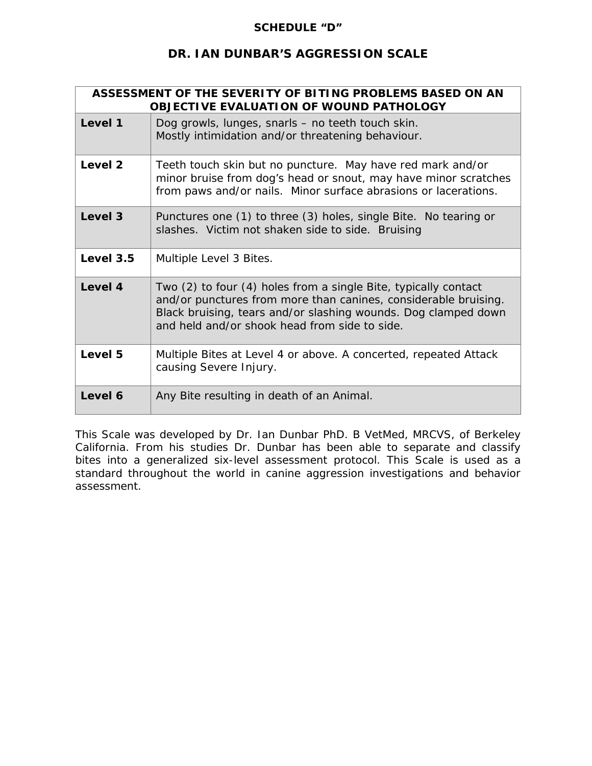# SCHEDULE “D”

## DR. IAN DUNBAR’S AGGRESSION SCALE

| ASSESSMENT OF THE SEVERITY OF BITING PROBLEMS BASED ON AN OBJECTIVE EVALUATION OF WOUND PATHOLOGY | |
|---|---|
| **Level 1** | Dog growls, lunges, snarls – no teeth touch skin. Mostly intimidation and/or threatening behaviour. |
| **Level 2** | Teeth touch skin but no puncture. May have red mark and/or minor bruise from dog’s head or snout, may have minor scratches from paws and/or nails. Minor surface abrasions or lacerations. |
| **Level 3** | Punctures one (1) to three (3) holes, single Bite. No tearing or slashes. Victim not shaken side to side. Bruising |
| **Level 3.5** | Multiple Level 3 Bites. |
| **Level 4** | Two (2) to four (4) holes from a single Bite, typically contact and/or punctures from more than canines, considerable bruising. Black bruising, tears and/or slashing wounds. Dog clamped down and held and/or shook head from side to side. |
| **Level 5** | Multiple Bites at Level 4 or above. A concerted, repeated Attack causing Severe Injury. |
| **Level 6** | Any Bite resulting in death of an Animal. |

This Scale was developed by Dr. Ian Dunbar PhD. B VetMed, MRCVS, of Berkeley California. From his studies Dr. Dunbar has been able to separate and classify bites into a generalized six-level assessment protocol. This Scale is used as a standard throughout the world in canine aggression investigations and behavior assessment.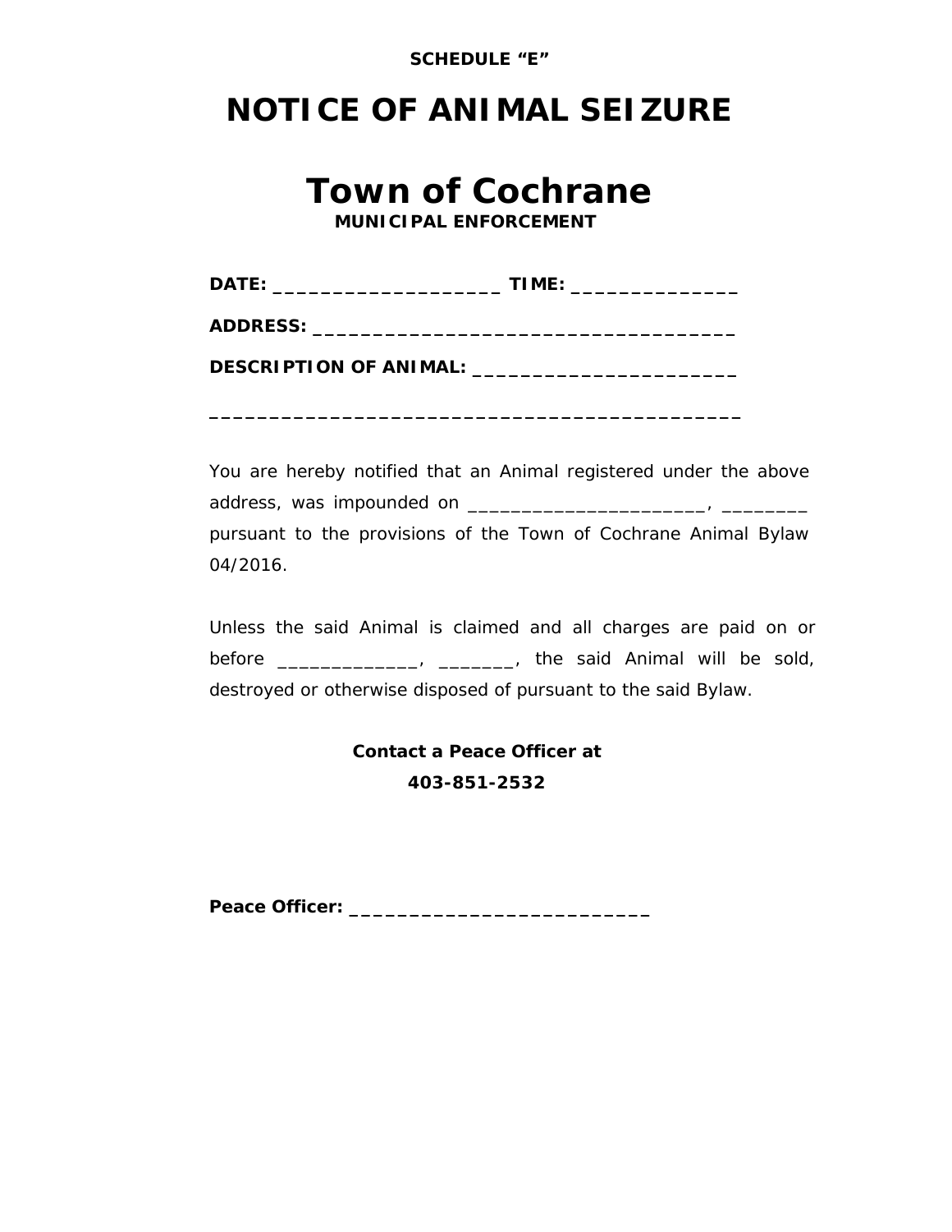**SCHEDULE “E”**

# NOTICE OF ANIMAL SEIZURE

# Town of Cochrane

**MUNICIPAL ENFORCEMENT**

**DATE: ____________________ TIME: _______________**

**ADDRESS: _____________________________________**

**DESCRIPTION OF ANIMAL: _______________________**

**_______________________________________________**

You are hereby notified that an Animal registered under the above address, was impounded on ________________________, _________ pursuant to the provisions of the Town of Cochrane Animal Bylaw 04/2016.

Unless the said Animal is claimed and all charges are paid on or before ______________, ________, the said Animal will be sold, destroyed or otherwise disposed of pursuant to the said Bylaw.

**Contact a Peace Officer at**

**403-851-2532**

**Peace Officer: ____________________________**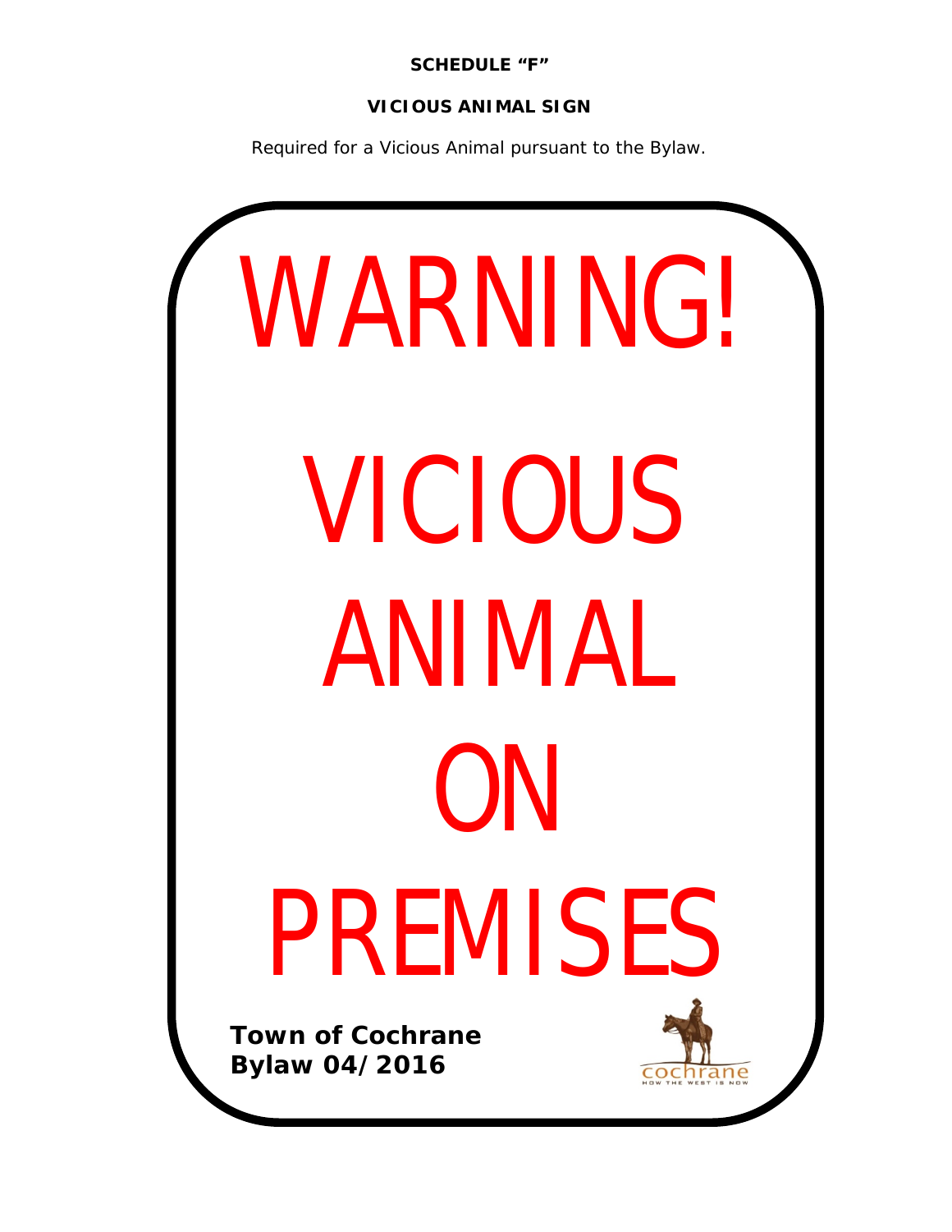**SCHEDULE "F"**

**VICIOUS ANIMAL SIGN**

Required for a Vicious Animal pursuant to the Bylaw.

# WARNING!

# VICIOUS ANIMAL ON PREMISES

**Town of Cochrane**
**Bylaw 04/2016**

cochrane
HOW THE WEST IS NOW